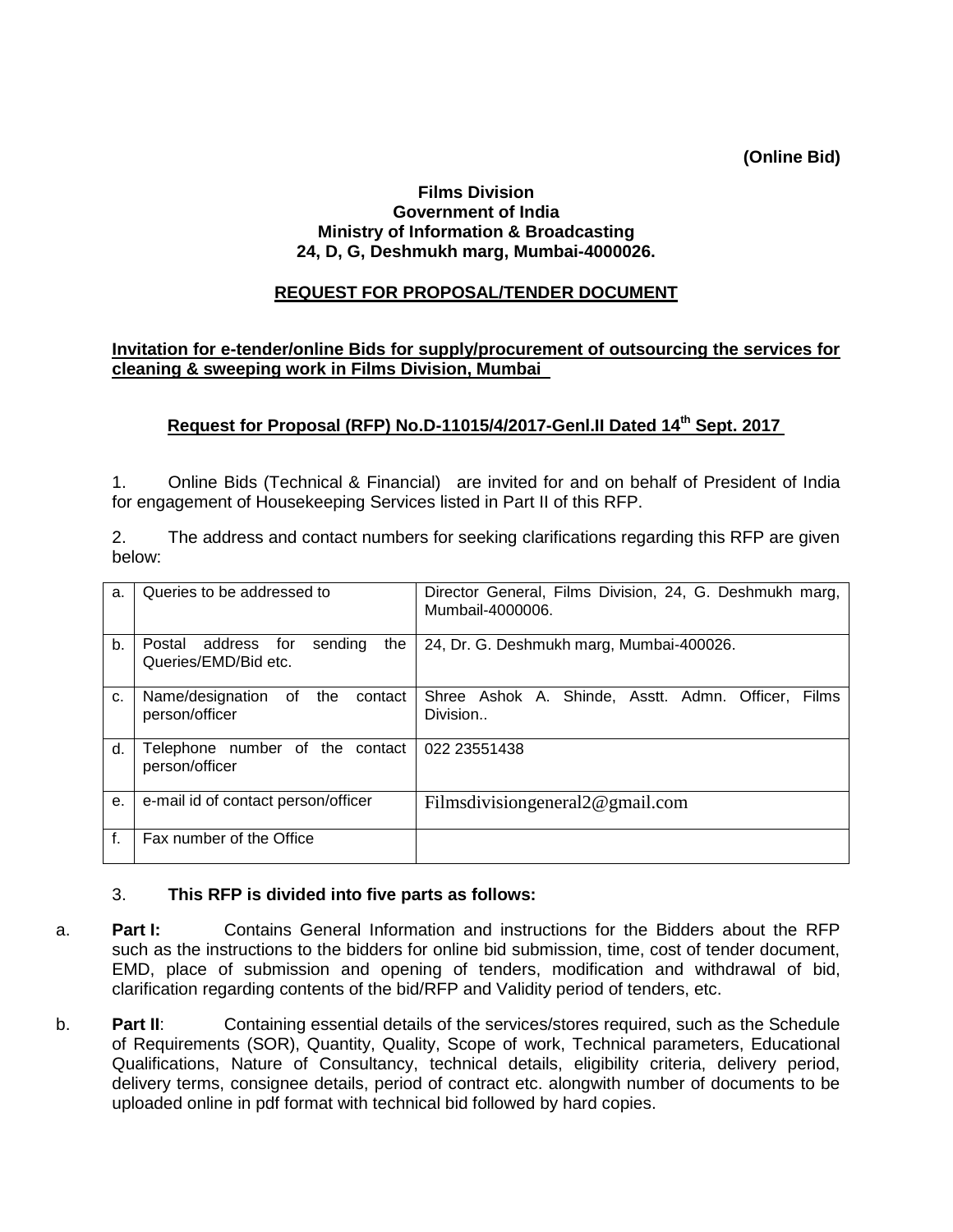**(Online Bid)**

**Films Division**
**Government of India**
**Ministry of Information & Broadcasting**
**24, D, G, Deshmukh marg, Mumbai-4000026.**

## REQUEST FOR PROPOSAL/TENDER DOCUMENT

**Invitation for e-tender/online Bids for supply/procurement of outsourcing the services for cleaning & sweeping work in Films Division, Mumbai**

**Request for Proposal (RFP) No.D-11015/4/2017-Genl.II Dated 14th Sept. 2017**

1. Online Bids (Technical & Financial) are invited for and on behalf of President of India for engagement of Housekeeping Services listed in Part II of this RFP.

2. The address and contact numbers for seeking clarifications regarding this RFP are given below:

| | | |
|---|---|---|
| a. | Queries to be addressed to | Director General, Films Division, 24, G. Deshmukh marg, Mumbail-4000006. |
| b. | Postal address for sending the Queries/EMD/Bid etc. | 24, Dr. G. Deshmukh marg, Mumbai-400026. |
| c. | Name/designation of the contact person/officer | Shree Ashok A. Shinde, Asstt. Admn. Officer, Films Division.. |
| d. | Telephone number of the contact person/officer | 022 23551438 |
| e. | e-mail id of contact person/officer | Filmsdivisiongeneral2@gmail.com |
| f. | Fax number of the Office | |

3. **This RFP is divided into five parts as follows:**

a. **Part I:** Contains General Information and instructions for the Bidders about the RFP such as the instructions to the bidders for online bid submission, time, cost of tender document, EMD, place of submission and opening of tenders, modification and withdrawal of bid, clarification regarding contents of the bid/RFP and Validity period of tenders, etc.

b. **Part II**: Containing essential details of the services/stores required, such as the Schedule of Requirements (SOR), Quantity, Quality, Scope of work, Technical parameters, Educational Qualifications, Nature of Consultancy, technical details, eligibility criteria, delivery period, delivery terms, consignee details, period of contract etc. alongwith number of documents to be uploaded online in pdf format with technical bid followed by hard copies.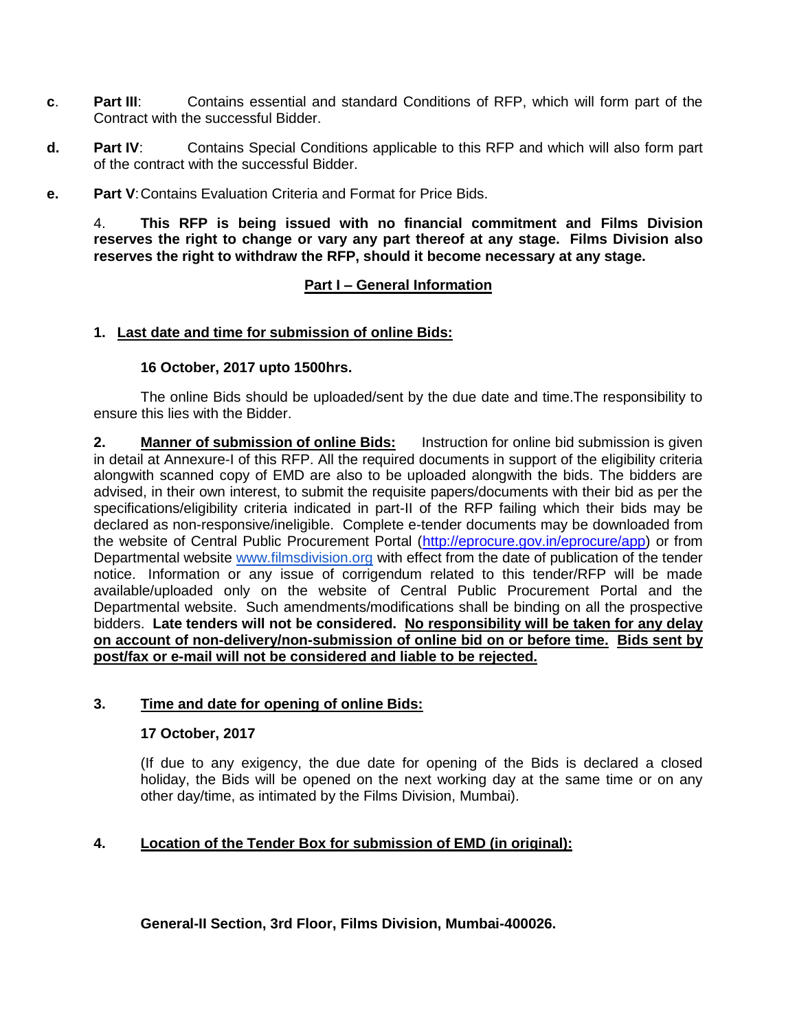**c**. **Part III**: Contains essential and standard Conditions of RFP, which will form part of the Contract with the successful Bidder.

**d.** **Part IV**: Contains Special Conditions applicable to this RFP and which will also form part of the contract with the successful Bidder.

**e.** **Part V**: Contains Evaluation Criteria and Format for Price Bids.

4. **This RFP is being issued with no financial commitment and Films Division reserves the right to change or vary any part thereof at any stage. Films Division also reserves the right to withdraw the RFP, should it become necessary at any stage.**

## **Part I – General Information**

**1. Last date and time for submission of online Bids:**

**16 October, 2017 upto 1500hrs.**

The online Bids should be uploaded/sent by the due date and time.The responsibility to ensure this lies with the Bidder.

**2. Manner of submission of online Bids:** Instruction for online bid submission is given in detail at Annexure-I of this RFP. All the required documents in support of the eligibility criteria alongwith scanned copy of EMD are also to be uploaded alongwith the bids. The bidders are advised, in their own interest, to submit the requisite papers/documents with their bid as per the specifications/eligibility criteria indicated in part-II of the RFP failing which their bids may be declared as non-responsive/ineligible. Complete e-tender documents may be downloaded from the website of Central Public Procurement Portal (http://eprocure.gov.in/eprocure/app) or from Departmental website www.filmsdivision.org with effect from the date of publication of the tender notice. Information or any issue of corrigendum related to this tender/RFP will be made available/uploaded only on the website of Central Public Procurement Portal and the Departmental website. Such amendments/modifications shall be binding on all the prospective bidders. **Late tenders will not be considered. No responsibility will be taken for any delay on account of non-delivery/non-submission of online bid on or before time. Bids sent by post/fax or e-mail will not be considered and liable to be rejected.**

**3. Time and date for opening of online Bids:**

**17 October, 2017**

(If due to any exigency, the due date for opening of the Bids is declared a closed holiday, the Bids will be opened on the next working day at the same time or on any other day/time, as intimated by the Films Division, Mumbai).

**4. Location of the Tender Box for submission of EMD (in original):**

**General-II Section, 3rd Floor, Films Division, Mumbai-400026.**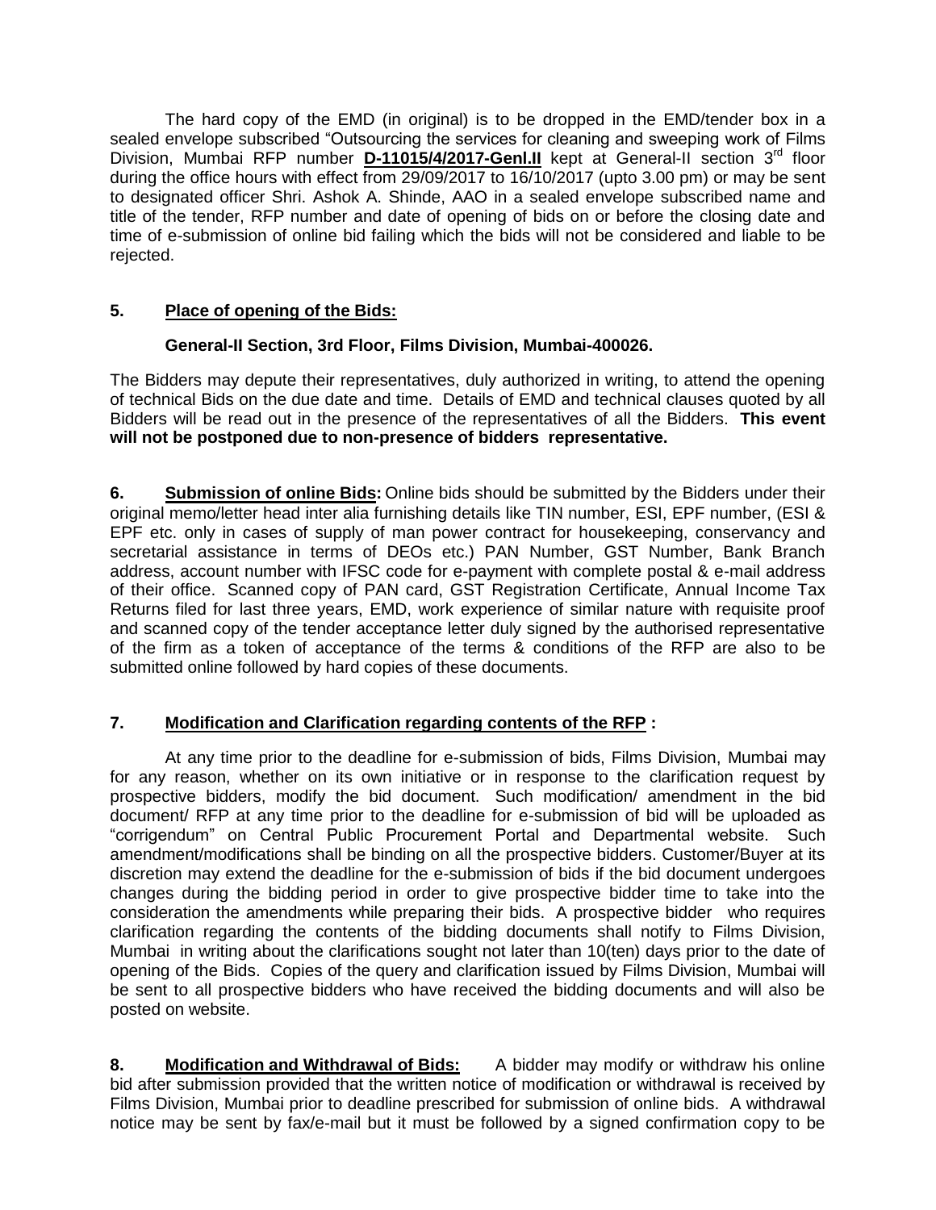The hard copy of the EMD (in original) is to be dropped in the EMD/tender box in a sealed envelope subscribed "Outsourcing the services for cleaning and sweeping work of Films Division, Mumbai RFP number **D-11015/4/2017-Genl.II** kept at General-II section 3rd floor during the office hours with effect from 29/09/2017 to 16/10/2017 (upto 3.00 pm) or may be sent to designated officer Shri. Ashok A. Shinde, AAO in a sealed envelope subscribed name and title of the tender, RFP number and date of opening of bids on or before the closing date and time of e-submission of online bid failing which the bids will not be considered and liable to be rejected.

**5. Place of opening of the Bids:**

**General-II Section, 3rd Floor, Films Division, Mumbai-400026.**

The Bidders may depute their representatives, duly authorized in writing, to attend the opening of technical Bids on the due date and time. Details of EMD and technical clauses quoted by all Bidders will be read out in the presence of the representatives of all the Bidders. **This event will not be postponed due to non-presence of bidders representative.**

**6. Submission of online Bids:** Online bids should be submitted by the Bidders under their original memo/letter head inter alia furnishing details like TIN number, ESI, EPF number, (ESI & EPF etc. only in cases of supply of man power contract for housekeeping, conservancy and secretarial assistance in terms of DEOs etc.) PAN Number, GST Number, Bank Branch address, account number with IFSC code for e-payment with complete postal & e-mail address of their office. Scanned copy of PAN card, GST Registration Certificate, Annual Income Tax Returns filed for last three years, EMD, work experience of similar nature with requisite proof and scanned copy of the tender acceptance letter duly signed by the authorised representative of the firm as a token of acceptance of the terms & conditions of the RFP are also to be submitted online followed by hard copies of these documents.

**7. Modification and Clarification regarding contents of the RFP :**

At any time prior to the deadline for e-submission of bids, Films Division, Mumbai may for any reason, whether on its own initiative or in response to the clarification request by prospective bidders, modify the bid document. Such modification/ amendment in the bid document/ RFP at any time prior to the deadline for e-submission of bid will be uploaded as "corrigendum" on Central Public Procurement Portal and Departmental website. Such amendment/modifications shall be binding on all the prospective bidders. Customer/Buyer at its discretion may extend the deadline for the e-submission of bids if the bid document undergoes changes during the bidding period in order to give prospective bidder time to take into the consideration the amendments while preparing their bids. A prospective bidder who requires clarification regarding the contents of the bidding documents shall notify to Films Division, Mumbai in writing about the clarifications sought not later than 10(ten) days prior to the date of opening of the Bids. Copies of the query and clarification issued by Films Division, Mumbai will be sent to all prospective bidders who have received the bidding documents and will also be posted on website.

**8. Modification and Withdrawal of Bids:** A bidder may modify or withdraw his online bid after submission provided that the written notice of modification or withdrawal is received by Films Division, Mumbai prior to deadline prescribed for submission of online bids. A withdrawal notice may be sent by fax/e-mail but it must be followed by a signed confirmation copy to be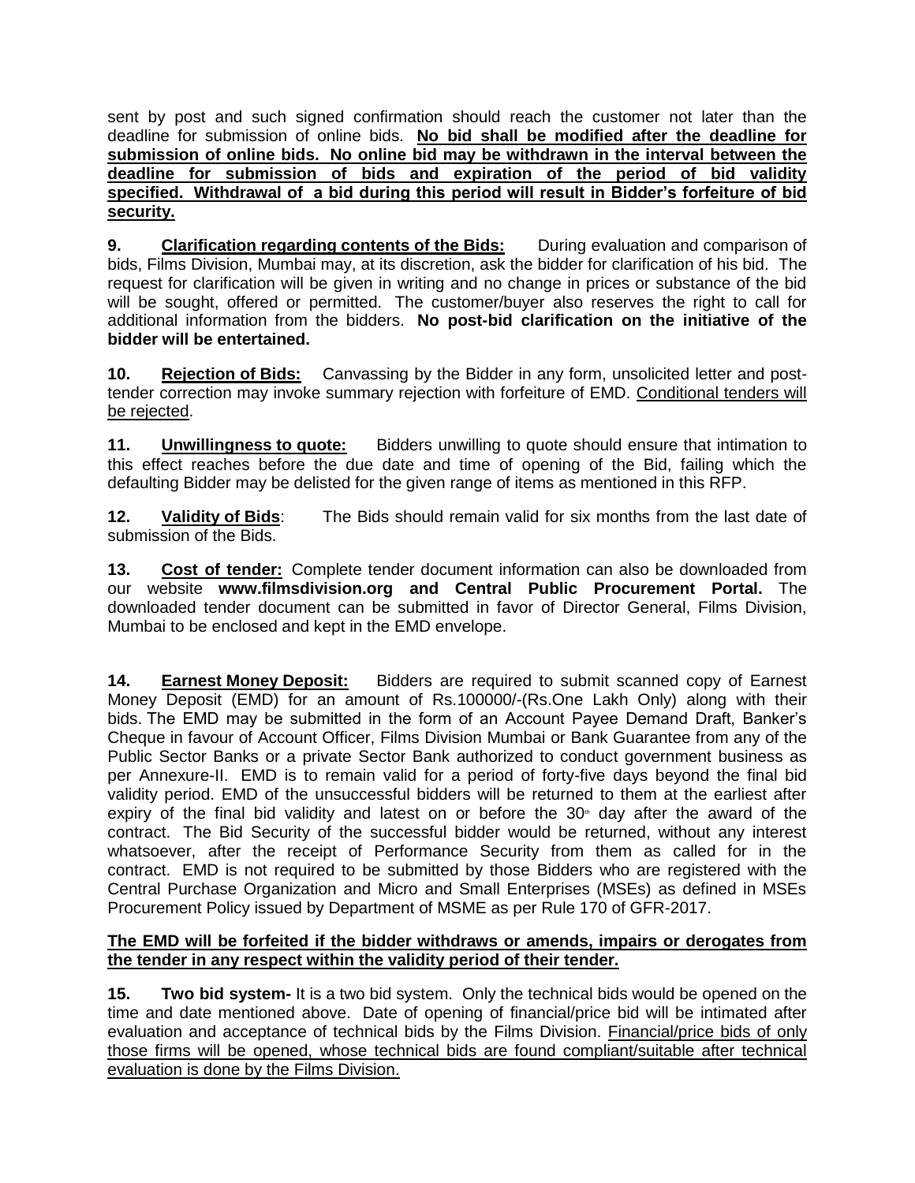sent by post and such signed confirmation should reach the customer not later than the deadline for submission of online bids. **No bid shall be modified after the deadline for submission of online bids. No online bid may be withdrawn in the interval between the deadline for submission of bids and expiration of the period of bid validity specified. Withdrawal of a bid during this period will result in Bidder's forfeiture of bid security.**

**9. Clarification regarding contents of the Bids:** During evaluation and comparison of bids, Films Division, Mumbai may, at its discretion, ask the bidder for clarification of his bid. The request for clarification will be given in writing and no change in prices or substance of the bid will be sought, offered or permitted. The customer/buyer also reserves the right to call for additional information from the bidders. **No post-bid clarification on the initiative of the bidder will be entertained.**

**10. Rejection of Bids:** Canvassing by the Bidder in any form, unsolicited letter and post-tender correction may invoke summary rejection with forfeiture of EMD. Conditional tenders will be rejected.

**11. Unwillingness to quote:** Bidders unwilling to quote should ensure that intimation to this effect reaches before the due date and time of opening of the Bid, failing which the defaulting Bidder may be delisted for the given range of items as mentioned in this RFP.

**12. Validity of Bids**: The Bids should remain valid for six months from the last date of submission of the Bids.

**13. Cost of tender:** Complete tender document information can also be downloaded from our website **www.filmsdivision.org and Central Public Procurement Portal.** The downloaded tender document can be submitted in favor of Director General, Films Division, Mumbai to be enclosed and kept in the EMD envelope.

**14. Earnest Money Deposit:** Bidders are required to submit scanned copy of Earnest Money Deposit (EMD) for an amount of Rs.100000/-(Rs.One Lakh Only) along with their bids. The EMD may be submitted in the form of an Account Payee Demand Draft, Banker's Cheque in favour of Account Officer, Films Division Mumbai or Bank Guarantee from any of the Public Sector Banks or a private Sector Bank authorized to conduct government business as per Annexure-II. EMD is to remain valid for a period of forty-five days beyond the final bid validity period. EMD of the unsuccessful bidders will be returned to them at the earliest after expiry of the final bid validity and latest on or before the 30th day after the award of the contract. The Bid Security of the successful bidder would be returned, without any interest whatsoever, after the receipt of Performance Security from them as called for in the contract. EMD is not required to be submitted by those Bidders who are registered with the Central Purchase Organization and Micro and Small Enterprises (MSEs) as defined in MSEs Procurement Policy issued by Department of MSME as per Rule 170 of GFR-2017.

**The EMD will be forfeited if the bidder withdraws or amends, impairs or derogates from the tender in any respect within the validity period of their tender.**

**15. Two bid system-** It is a two bid system. Only the technical bids would be opened on the time and date mentioned above. Date of opening of financial/price bid will be intimated after evaluation and acceptance of technical bids by the Films Division. Financial/price bids of only those firms will be opened, whose technical bids are found compliant/suitable after technical evaluation is done by the Films Division.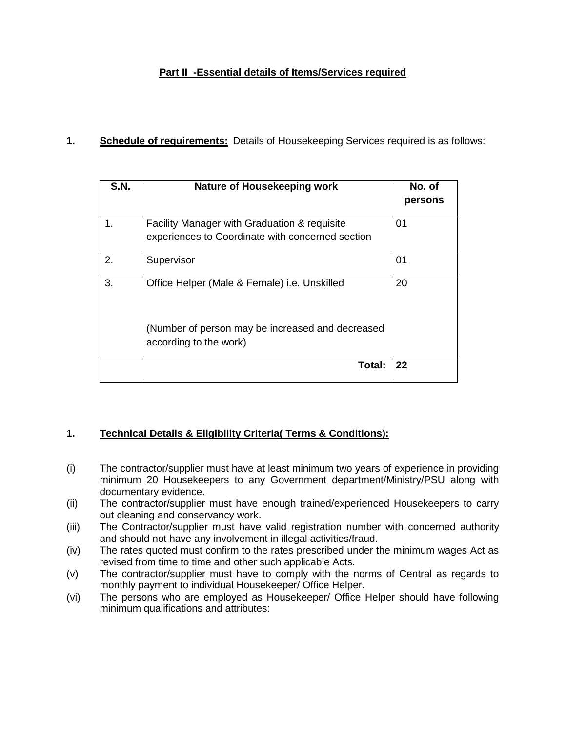## Part II -Essential details of Items/Services required

**1. Schedule of requirements:** Details of Housekeeping Services required is as follows:

| S.N. | Nature of Housekeeping work | No. of persons |
|---|---|---|
| 1. | Facility Manager with Graduation & requisite experiences to Coordinate with concerned section | 01 |
| 2. | Supervisor | 01 |
| 3. | Office Helper (Male & Female) i.e. Unskilled<br><br>(Number of person may be increased and decreased according to the work) | 20 |
| | **Total:** | **22** |

**1. Technical Details & Eligibility Criteria( Terms & Conditions):**

(i) The contractor/supplier must have at least minimum two years of experience in providing minimum 20 Housekeepers to any Government department/Ministry/PSU along with documentary evidence.

(ii) The contractor/supplier must have enough trained/experienced Housekeepers to carry out cleaning and conservancy work.

(iii) The Contractor/supplier must have valid registration number with concerned authority and should not have any involvement in illegal activities/fraud.

(iv) The rates quoted must confirm to the rates prescribed under the minimum wages Act as revised from time to time and other such applicable Acts.

(v) The contractor/supplier must have to comply with the norms of Central as regards to monthly payment to individual Housekeeper/ Office Helper.

(vi) The persons who are employed as Housekeeper/ Office Helper should have following minimum qualifications and attributes: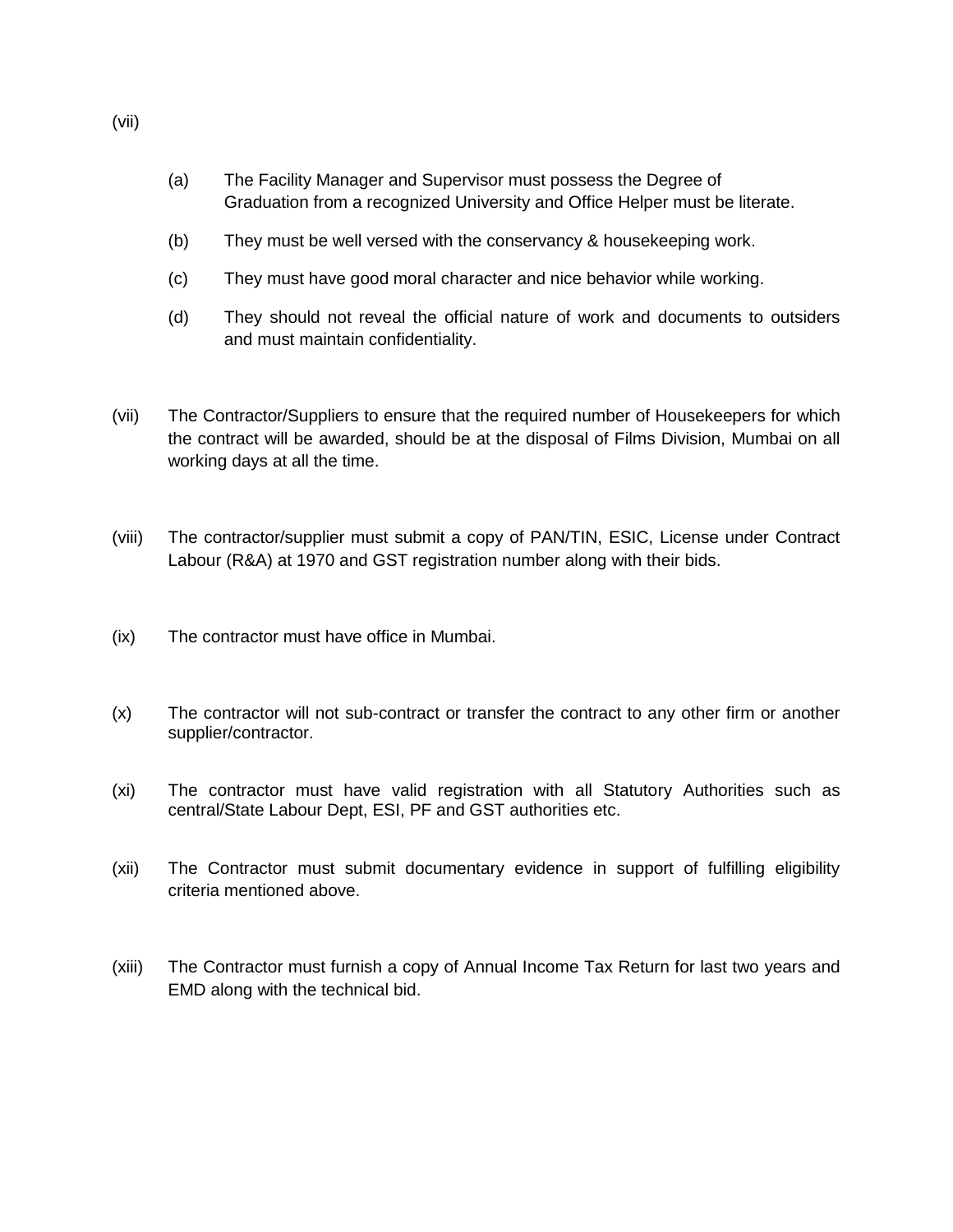(vii)

(a) The Facility Manager and Supervisor must possess the Degree of Graduation from a recognized University and Office Helper must be literate.

(b) They must be well versed with the conservancy & housekeeping work.

(c) They must have good moral character and nice behavior while working.

(d) They should not reveal the official nature of work and documents to outsiders and must maintain confidentiality.

(vii) The Contractor/Suppliers to ensure that the required number of Housekeepers for which the contract will be awarded, should be at the disposal of Films Division, Mumbai on all working days at all the time.

(viii) The contractor/supplier must submit a copy of PAN/TIN, ESIC, License under Contract Labour (R&A) at 1970 and GST registration number along with their bids.

(ix) The contractor must have office in Mumbai.

(x) The contractor will not sub-contract or transfer the contract to any other firm or another supplier/contractor.

(xi) The contractor must have valid registration with all Statutory Authorities such as central/State Labour Dept, ESI, PF and GST authorities etc.

(xii) The Contractor must submit documentary evidence in support of fulfilling eligibility criteria mentioned above.

(xiii) The Contractor must furnish a copy of Annual Income Tax Return for last two years and EMD along with the technical bid.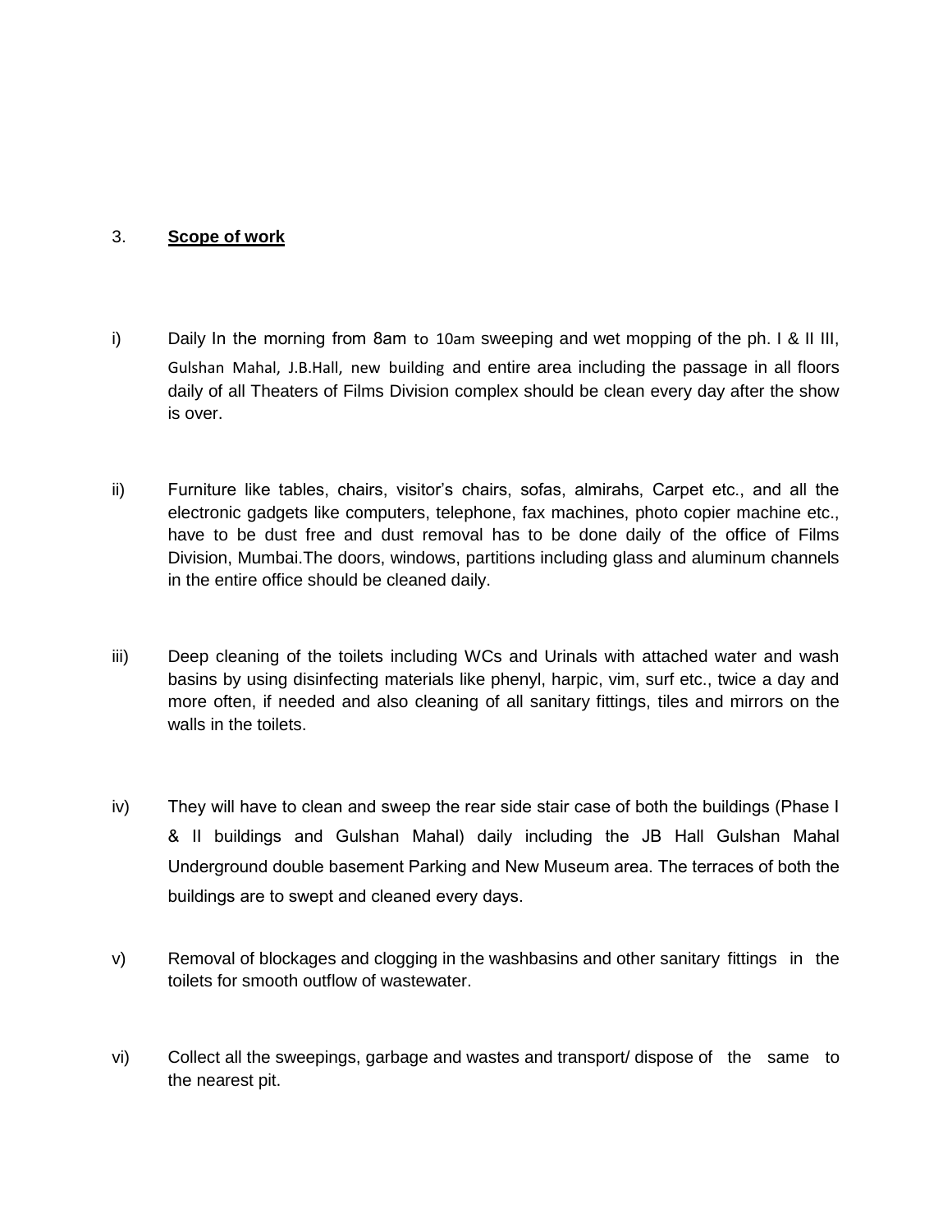3. **Scope of work**

i) Daily In the morning from 8am to 10am sweeping and wet mopping of the ph. I & II III, Gulshan Mahal, J.B.Hall, new building and entire area including the passage in all floors daily of all Theaters of Films Division complex should be clean every day after the show is over.

ii) Furniture like tables, chairs, visitor's chairs, sofas, almirahs, Carpet etc., and all the electronic gadgets like computers, telephone, fax machines, photo copier machine etc., have to be dust free and dust removal has to be done daily of the office of Films Division, Mumbai.The doors, windows, partitions including glass and aluminum channels in the entire office should be cleaned daily.

iii) Deep cleaning of the toilets including WCs and Urinals with attached water and wash basins by using disinfecting materials like phenyl, harpic, vim, surf etc., twice a day and more often, if needed and also cleaning of all sanitary fittings, tiles and mirrors on the walls in the toilets.

iv) They will have to clean and sweep the rear side stair case of both the buildings (Phase I & II buildings and Gulshan Mahal) daily including the JB Hall Gulshan Mahal Underground double basement Parking and New Museum area. The terraces of both the buildings are to swept and cleaned every days.

v) Removal of blockages and clogging in the washbasins and other sanitary fittings in the toilets for smooth outflow of wastewater.

vi) Collect all the sweepings, garbage and wastes and transport/ dispose of the same to the nearest pit.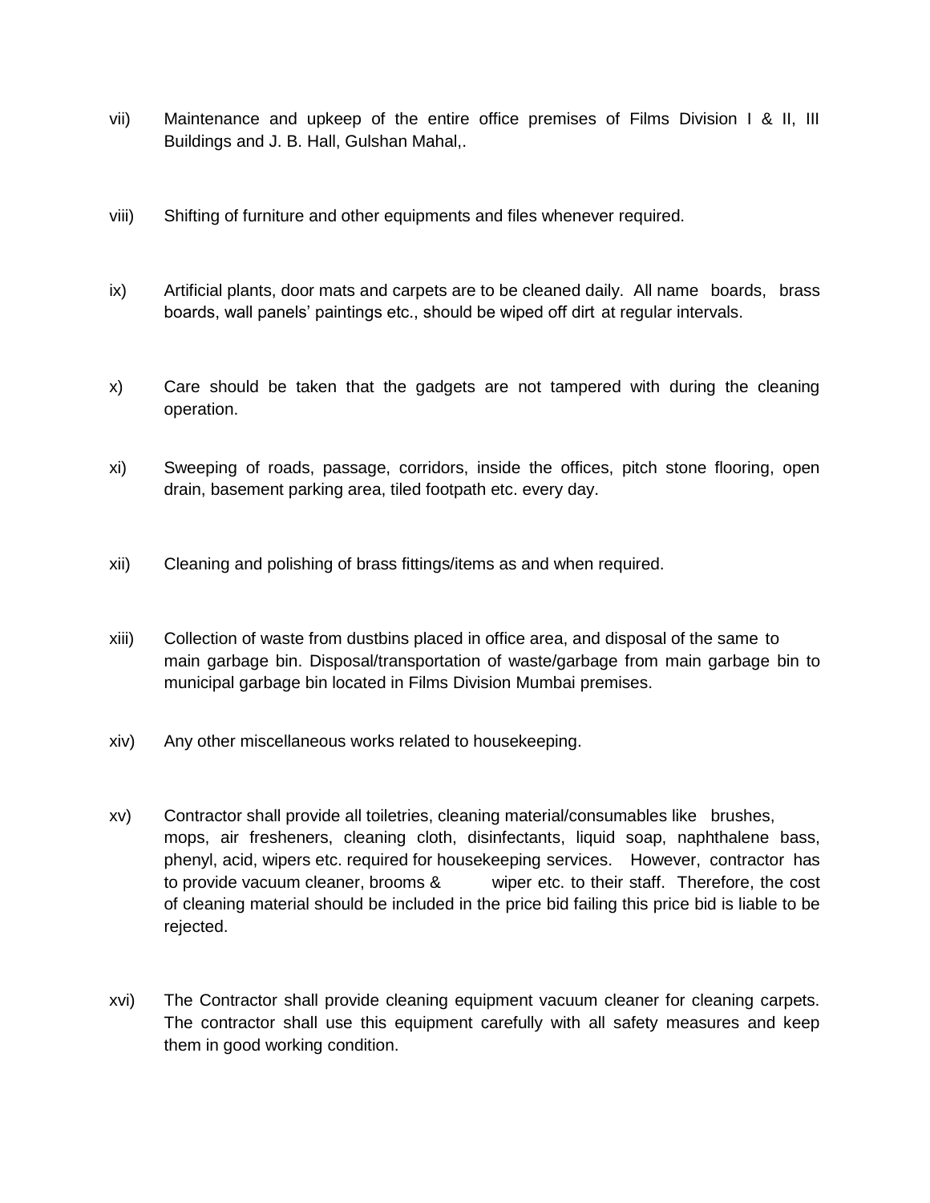vii) Maintenance and upkeep of the entire office premises of Films Division I & II, III Buildings and J. B. Hall, Gulshan Mahal,.

viii) Shifting of furniture and other equipments and files whenever required.

ix) Artificial plants, door mats and carpets are to be cleaned daily. All name boards, brass boards, wall panels' paintings etc., should be wiped off dirt at regular intervals.

x) Care should be taken that the gadgets are not tampered with during the cleaning operation.

xi) Sweeping of roads, passage, corridors, inside the offices, pitch stone flooring, open drain, basement parking area, tiled footpath etc. every day.

xii) Cleaning and polishing of brass fittings/items as and when required.

xiii) Collection of waste from dustbins placed in office area, and disposal of the same to main garbage bin. Disposal/transportation of waste/garbage from main garbage bin to municipal garbage bin located in Films Division Mumbai premises.

xiv) Any other miscellaneous works related to housekeeping.

xv) Contractor shall provide all toiletries, cleaning material/consumables like brushes, mops, air fresheners, cleaning cloth, disinfectants, liquid soap, naphthalene bass, phenyl, acid, wipers etc. required for housekeeping services. However, contractor has to provide vacuum cleaner, brooms & wiper etc. to their staff. Therefore, the cost of cleaning material should be included in the price bid failing this price bid is liable to be rejected.

xvi) The Contractor shall provide cleaning equipment vacuum cleaner for cleaning carpets. The contractor shall use this equipment carefully with all safety measures and keep them in good working condition.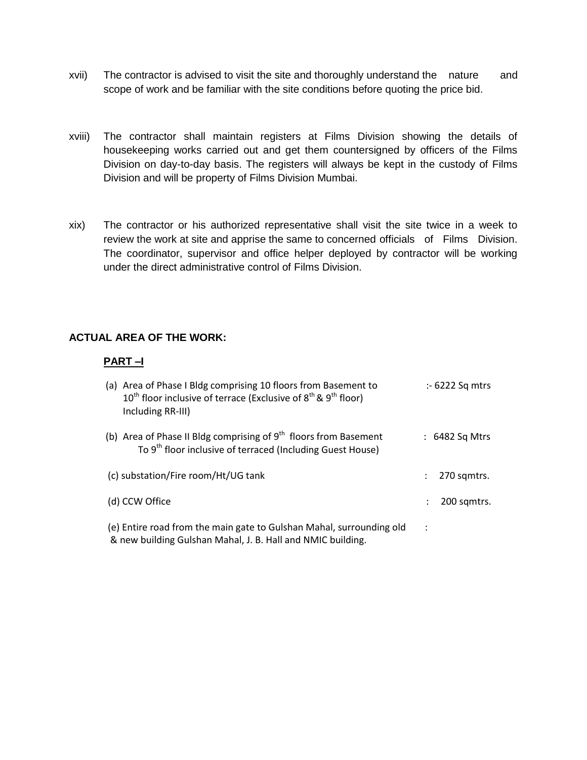xvii) The contractor is advised to visit the site and thoroughly understand the nature and scope of work and be familiar with the site conditions before quoting the price bid.

xviii) The contractor shall maintain registers at Films Division showing the details of housekeeping works carried out and get them countersigned by officers of the Films Division on day-to-day basis. The registers will always be kept in the custody of Films Division and will be property of Films Division Mumbai.

xix) The contractor or his authorized representative shall visit the site twice in a week to review the work at site and apprise the same to concerned officials of Films Division. The coordinator, supervisor and office helper deployed by contractor will be working under the direct administrative control of Films Division.

**ACTUAL AREA OF THE WORK:**

**PART –I**

(a) Area of Phase I Bldg comprising 10 floors from Basement to 10th floor inclusive of terrace (Exclusive of 8th & 9th floor) Including RR-III) :- 6222 Sq mtrs

(b) Area of Phase II Bldg comprising of 9th floors from Basement To 9th floor inclusive of terraced (Including Guest House) : 6482 Sq Mtrs

(c) substation/Fire room/Ht/UG tank : 270 sqmtrs.

(d) CCW Office : 200 sqmtrs.

(e) Entire road from the main gate to Gulshan Mahal, surrounding old & new building Gulshan Mahal, J. B. Hall and NMIC building. :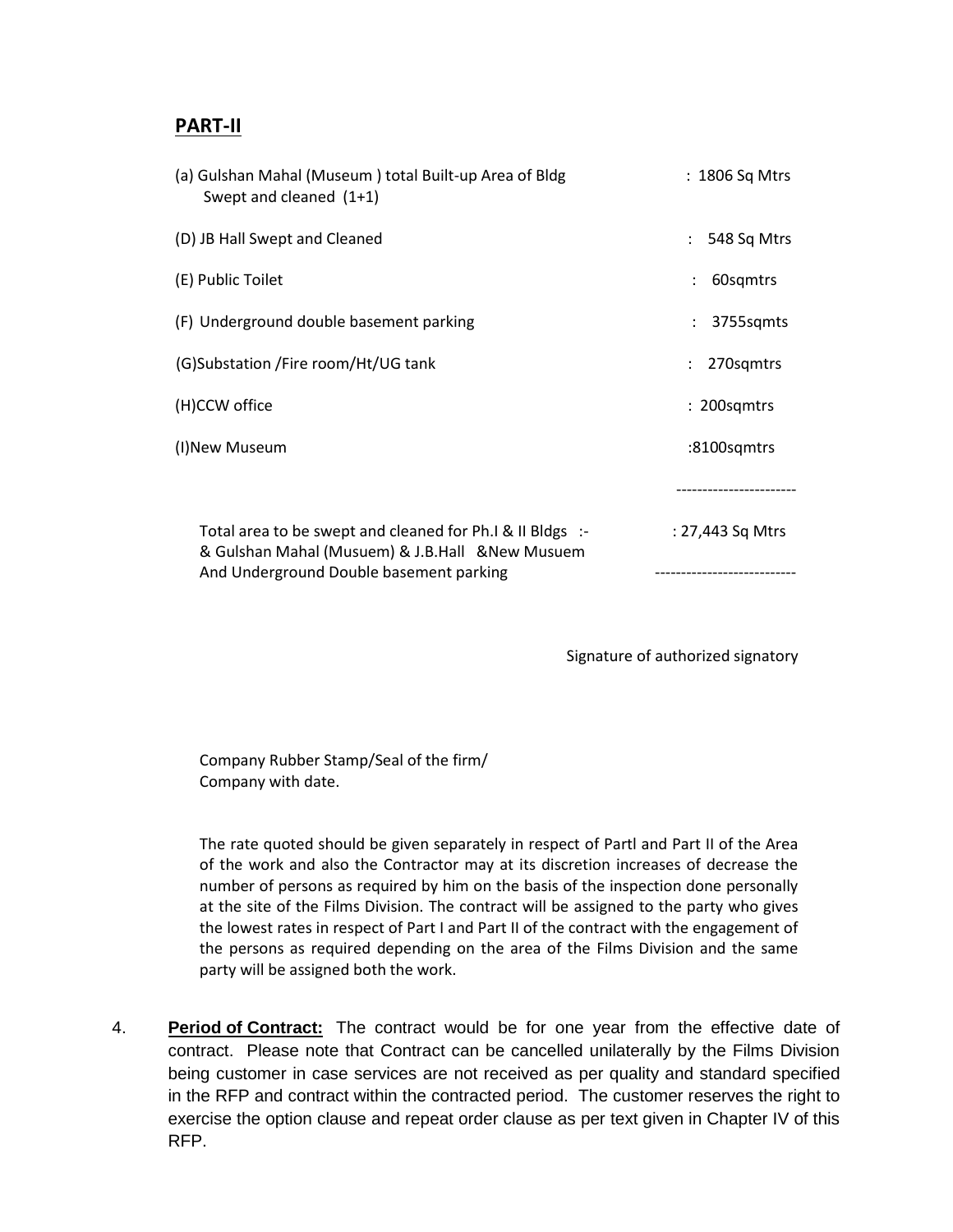## PART-II

| | |
|---|---|
| (a) Gulshan Mahal (Museum ) total Built-up Area of Bldg Swept and cleaned (1+1) | : 1806 Sq Mtrs |
| (D) JB Hall Swept and Cleaned | : 548 Sq Mtrs |
| (E) Public Toilet | : 60sqmtrs |
| (F) Underground double basement parking | : 3755sqmts |
| (G)Substation /Fire room/Ht/UG tank | : 270sqmtrs |
| (H)CCW office | : 200sqmtrs |
| (I)New Museum | :8100sqmtrs |
| Total area to be swept and cleaned for Ph.I & II Bldgs :- & Gulshan Mahal (Musuem) & J.B.Hall &New Musuem And Underground Double basement parking | : 27,443 Sq Mtrs |

Signature of authorized signatory

Company Rubber Stamp/Seal of the firm/
Company with date.

The rate quoted should be given separately in respect of PartI and Part II of the Area of the work and also the Contractor may at its discretion increases of decrease the number of persons as required by him on the basis of the inspection done personally at the site of the Films Division. The contract will be assigned to the party who gives the lowest rates in respect of Part I and Part II of the contract with the engagement of the persons as required depending on the area of the Films Division and the same party will be assigned both the work.

4. **Period of Contract:** The contract would be for one year from the effective date of contract. Please note that Contract can be cancelled unilaterally by the Films Division being customer in case services are not received as per quality and standard specified in the RFP and contract within the contracted period. The customer reserves the right to exercise the option clause and repeat order clause as per text given in Chapter IV of this RFP.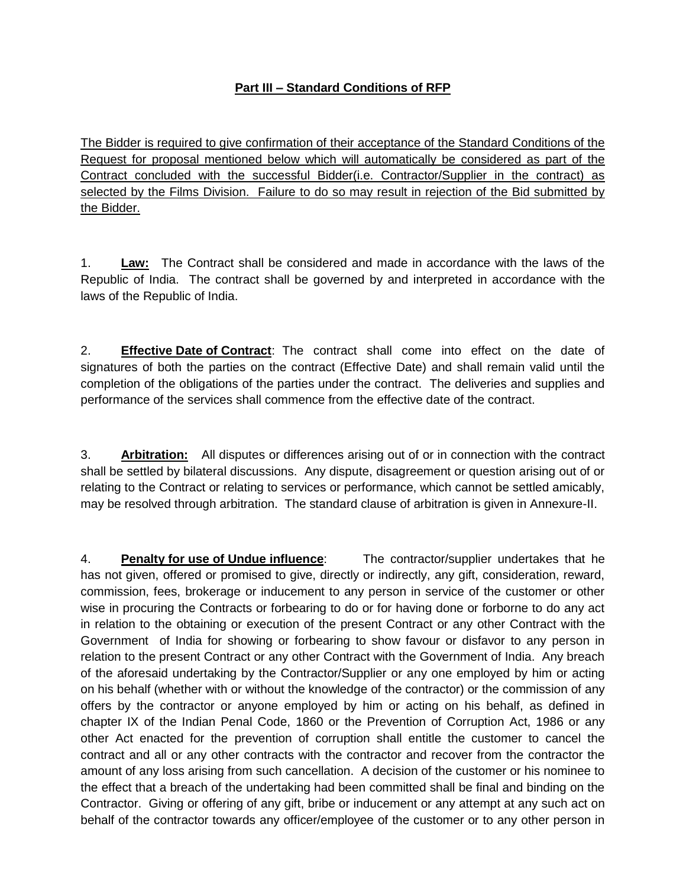## Part III – Standard Conditions of RFP

The Bidder is required to give confirmation of their acceptance of the Standard Conditions of the Request for proposal mentioned below which will automatically be considered as part of the Contract concluded with the successful Bidder(i.e. Contractor/Supplier in the contract) as selected by the Films Division. Failure to do so may result in rejection of the Bid submitted by the Bidder.

1. **Law:** The Contract shall be considered and made in accordance with the laws of the Republic of India. The contract shall be governed by and interpreted in accordance with the laws of the Republic of India.

2. **Effective Date of Contract**: The contract shall come into effect on the date of signatures of both the parties on the contract (Effective Date) and shall remain valid until the completion of the obligations of the parties under the contract. The deliveries and supplies and performance of the services shall commence from the effective date of the contract.

3. **Arbitration:** All disputes or differences arising out of or in connection with the contract shall be settled by bilateral discussions. Any dispute, disagreement or question arising out of or relating to the Contract or relating to services or performance, which cannot be settled amicably, may be resolved through arbitration. The standard clause of arbitration is given in Annexure-II.

4. **Penalty for use of Undue influence**: The contractor/supplier undertakes that he has not given, offered or promised to give, directly or indirectly, any gift, consideration, reward, commission, fees, brokerage or inducement to any person in service of the customer or other wise in procuring the Contracts or forbearing to do or for having done or forborne to do any act in relation to the obtaining or execution of the present Contract or any other Contract with the Government of India for showing or forbearing to show favour or disfavor to any person in relation to the present Contract or any other Contract with the Government of India. Any breach of the aforesaid undertaking by the Contractor/Supplier or any one employed by him or acting on his behalf (whether with or without the knowledge of the contractor) or the commission of any offers by the contractor or anyone employed by him or acting on his behalf, as defined in chapter IX of the Indian Penal Code, 1860 or the Prevention of Corruption Act, 1986 or any other Act enacted for the prevention of corruption shall entitle the customer to cancel the contract and all or any other contracts with the contractor and recover from the contractor the amount of any loss arising from such cancellation. A decision of the customer or his nominee to the effect that a breach of the undertaking had been committed shall be final and binding on the Contractor. Giving or offering of any gift, bribe or inducement or any attempt at any such act on behalf of the contractor towards any officer/employee of the customer or to any other person in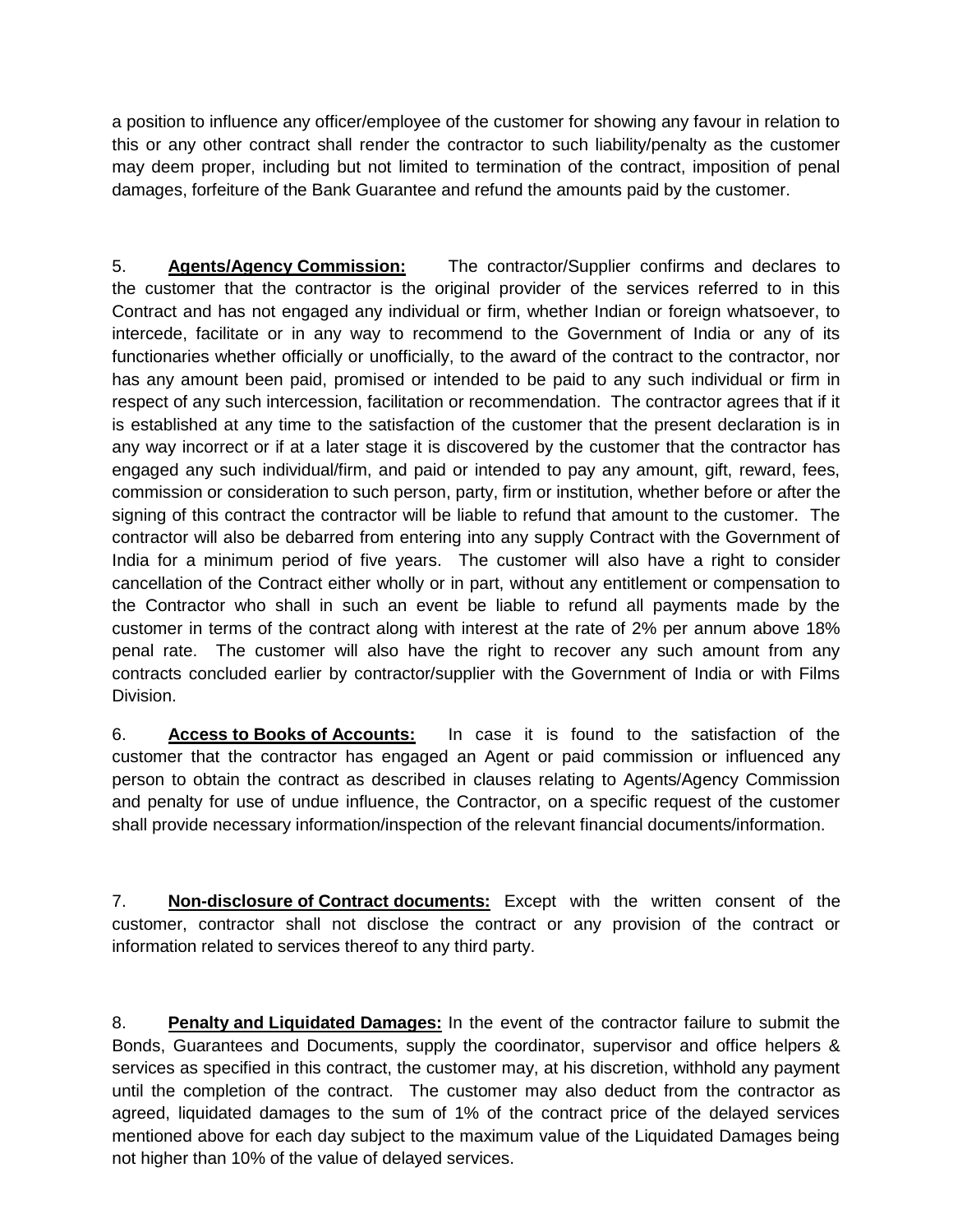a position to influence any officer/employee of the customer for showing any favour in relation to this or any other contract shall render the contractor to such liability/penalty as the customer may deem proper, including but not limited to termination of the contract, imposition of penal damages, forfeiture of the Bank Guarantee and refund the amounts paid by the customer.

5. **Agents/Agency Commission:** The contractor/Supplier confirms and declares to the customer that the contractor is the original provider of the services referred to in this Contract and has not engaged any individual or firm, whether Indian or foreign whatsoever, to intercede, facilitate or in any way to recommend to the Government of India or any of its functionaries whether officially or unofficially, to the award of the contract to the contractor, nor has any amount been paid, promised or intended to be paid to any such individual or firm in respect of any such intercession, facilitation or recommendation. The contractor agrees that if it is established at any time to the satisfaction of the customer that the present declaration is in any way incorrect or if at a later stage it is discovered by the customer that the contractor has engaged any such individual/firm, and paid or intended to pay any amount, gift, reward, fees, commission or consideration to such person, party, firm or institution, whether before or after the signing of this contract the contractor will be liable to refund that amount to the customer. The contractor will also be debarred from entering into any supply Contract with the Government of India for a minimum period of five years. The customer will also have a right to consider cancellation of the Contract either wholly or in part, without any entitlement or compensation to the Contractor who shall in such an event be liable to refund all payments made by the customer in terms of the contract along with interest at the rate of 2% per annum above 18% penal rate. The customer will also have the right to recover any such amount from any contracts concluded earlier by contractor/supplier with the Government of India or with Films Division.

6. **Access to Books of Accounts:** In case it is found to the satisfaction of the customer that the contractor has engaged an Agent or paid commission or influenced any person to obtain the contract as described in clauses relating to Agents/Agency Commission and penalty for use of undue influence, the Contractor, on a specific request of the customer shall provide necessary information/inspection of the relevant financial documents/information.

7. **Non-disclosure of Contract documents:** Except with the written consent of the customer, contractor shall not disclose the contract or any provision of the contract or information related to services thereof to any third party.

8. **Penalty and Liquidated Damages:** In the event of the contractor failure to submit the Bonds, Guarantees and Documents, supply the coordinator, supervisor and office helpers & services as specified in this contract, the customer may, at his discretion, withhold any payment until the completion of the contract. The customer may also deduct from the contractor as agreed, liquidated damages to the sum of 1% of the contract price of the delayed services mentioned above for each day subject to the maximum value of the Liquidated Damages being not higher than 10% of the value of delayed services.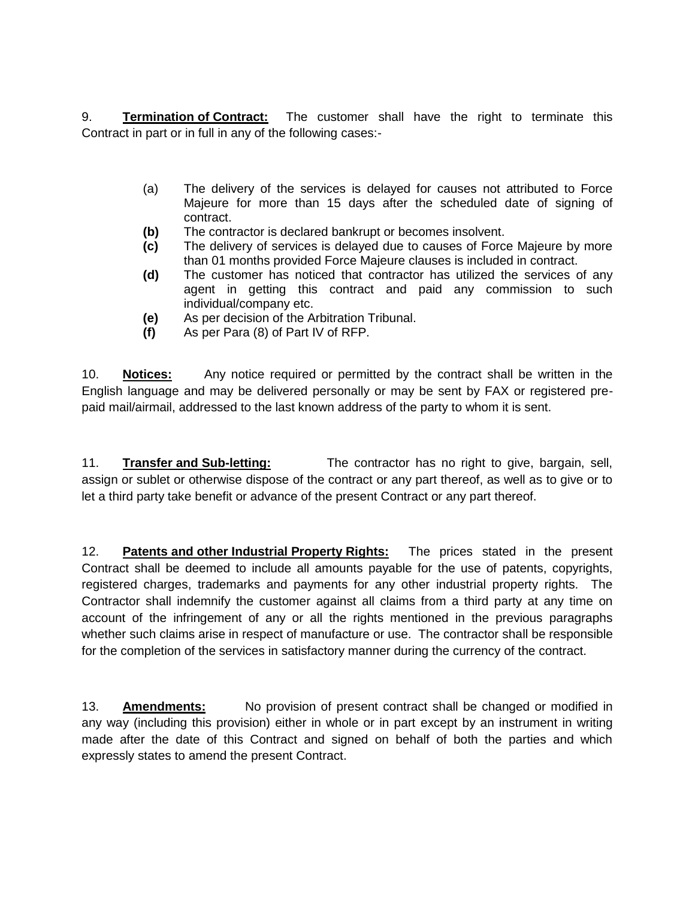9. **Termination of Contract:** The customer shall have the right to terminate this Contract in part or in full in any of the following cases:-

(a) The delivery of the services is delayed for causes not attributed to Force Majeure for more than 15 days after the scheduled date of signing of contract.

**(b)** The contractor is declared bankrupt or becomes insolvent.

**(c)** The delivery of services is delayed due to causes of Force Majeure by more than 01 months provided Force Majeure clauses is included in contract.

**(d)** The customer has noticed that contractor has utilized the services of any agent in getting this contract and paid any commission to such individual/company etc.

**(e)** As per decision of the Arbitration Tribunal.

**(f)** As per Para (8) of Part IV of RFP.

10. **Notices:** Any notice required or permitted by the contract shall be written in the English language and may be delivered personally or may be sent by FAX or registered pre-paid mail/airmail, addressed to the last known address of the party to whom it is sent.

11. **Transfer and Sub-letting:** The contractor has no right to give, bargain, sell, assign or sublet or otherwise dispose of the contract or any part thereof, as well as to give or to let a third party take benefit or advance of the present Contract or any part thereof.

12. **Patents and other Industrial Property Rights:** The prices stated in the present Contract shall be deemed to include all amounts payable for the use of patents, copyrights, registered charges, trademarks and payments for any other industrial property rights. The Contractor shall indemnify the customer against all claims from a third party at any time on account of the infringement of any or all the rights mentioned in the previous paragraphs whether such claims arise in respect of manufacture or use. The contractor shall be responsible for the completion of the services in satisfactory manner during the currency of the contract.

13. **Amendments:** No provision of present contract shall be changed or modified in any way (including this provision) either in whole or in part except by an instrument in writing made after the date of this Contract and signed on behalf of both the parties and which expressly states to amend the present Contract.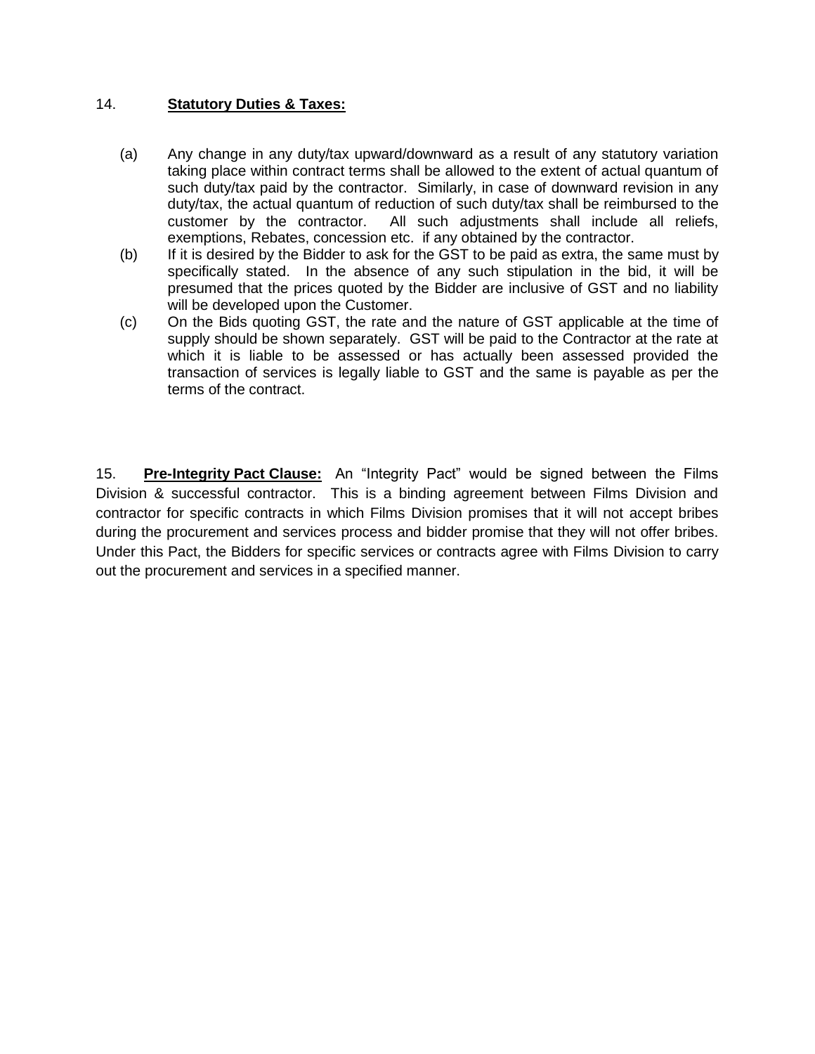14. **Statutory Duties & Taxes:**

(a) Any change in any duty/tax upward/downward as a result of any statutory variation taking place within contract terms shall be allowed to the extent of actual quantum of such duty/tax paid by the contractor. Similarly, in case of downward revision in any duty/tax, the actual quantum of reduction of such duty/tax shall be reimbursed to the customer by the contractor. All such adjustments shall include all reliefs, exemptions, Rebates, concession etc. if any obtained by the contractor.

(b) If it is desired by the Bidder to ask for the GST to be paid as extra, the same must by specifically stated. In the absence of any such stipulation in the bid, it will be presumed that the prices quoted by the Bidder are inclusive of GST and no liability will be developed upon the Customer.

(c) On the Bids quoting GST, the rate and the nature of GST applicable at the time of supply should be shown separately. GST will be paid to the Contractor at the rate at which it is liable to be assessed or has actually been assessed provided the transaction of services is legally liable to GST and the same is payable as per the terms of the contract.

15. **Pre-Integrity Pact Clause:** An "Integrity Pact" would be signed between the Films Division & successful contractor. This is a binding agreement between Films Division and contractor for specific contracts in which Films Division promises that it will not accept bribes during the procurement and services process and bidder promise that they will not offer bribes. Under this Pact, the Bidders for specific services or contracts agree with Films Division to carry out the procurement and services in a specified manner.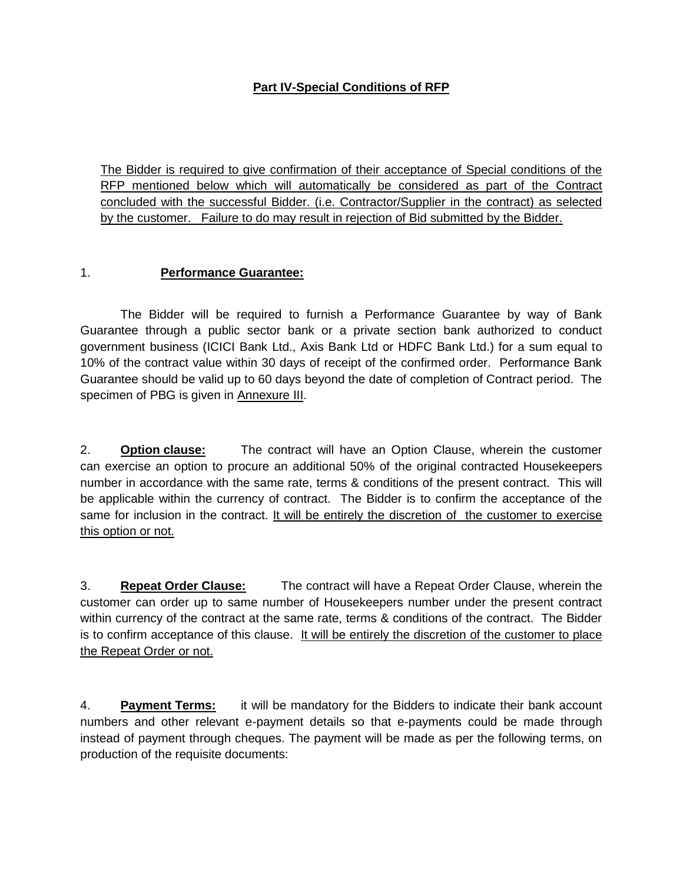## Part IV-Special Conditions of RFP

The Bidder is required to give confirmation of their acceptance of Special conditions of the RFP mentioned below which will automatically be considered as part of the Contract concluded with the successful Bidder. (i.e. Contractor/Supplier in the contract) as selected by the customer. Failure to do may result in rejection of Bid submitted by the Bidder.

1. **Performance Guarantee:**

The Bidder will be required to furnish a Performance Guarantee by way of Bank Guarantee through a public sector bank or a private section bank authorized to conduct government business (ICICI Bank Ltd., Axis Bank Ltd or HDFC Bank Ltd.) for a sum equal to 10% of the contract value within 30 days of receipt of the confirmed order. Performance Bank Guarantee should be valid up to 60 days beyond the date of completion of Contract period. The specimen of PBG is given in Annexure III.

2. **Option clause:** The contract will have an Option Clause, wherein the customer can exercise an option to procure an additional 50% of the original contracted Housekeepers number in accordance with the same rate, terms & conditions of the present contract. This will be applicable within the currency of contract. The Bidder is to confirm the acceptance of the same for inclusion in the contract. It will be entirely the discretion of the customer to exercise this option or not.

3. **Repeat Order Clause:** The contract will have a Repeat Order Clause, wherein the customer can order up to same number of Housekeepers number under the present contract within currency of the contract at the same rate, terms & conditions of the contract. The Bidder is to confirm acceptance of this clause. It will be entirely the discretion of the customer to place the Repeat Order or not.

4. **Payment Terms:** it will be mandatory for the Bidders to indicate their bank account numbers and other relevant e-payment details so that e-payments could be made through instead of payment through cheques. The payment will be made as per the following terms, on production of the requisite documents: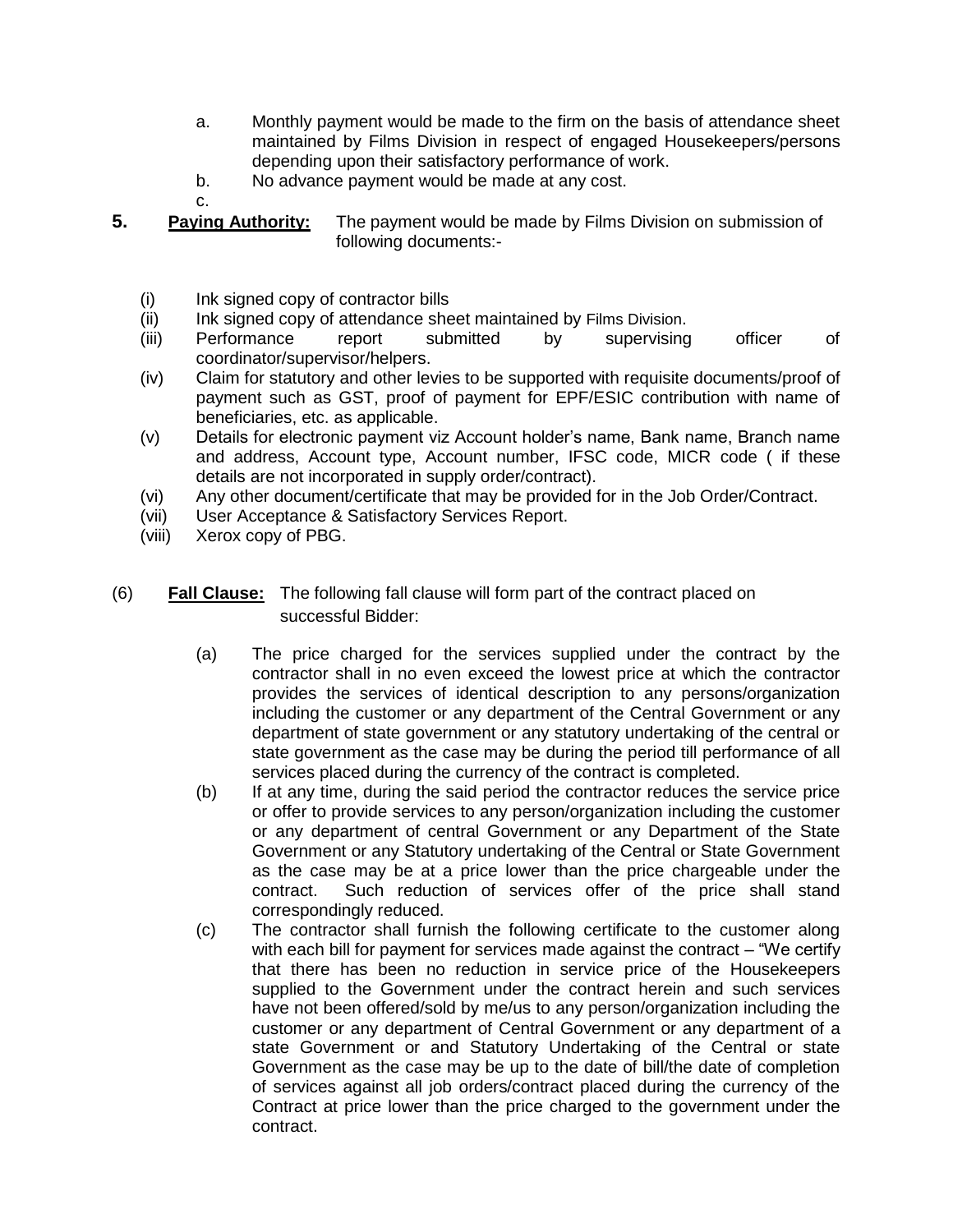a. Monthly payment would be made to the firm on the basis of attendance sheet maintained by Films Division in respect of engaged Housekeepers/persons depending upon their satisfactory performance of work.

b. No advance payment would be made at any cost.

c.

**5. Paying Authority:** The payment would be made by Films Division on submission of following documents:-

(i) Ink signed copy of contractor bills

(ii) Ink signed copy of attendance sheet maintained by Films Division.

(iii) Performance report submitted by supervising officer of coordinator/supervisor/helpers.

(iv) Claim for statutory and other levies to be supported with requisite documents/proof of payment such as GST, proof of payment for EPF/ESIC contribution with name of beneficiaries, etc. as applicable.

(v) Details for electronic payment viz Account holder's name, Bank name, Branch name and address, Account type, Account number, IFSC code, MICR code ( if these details are not incorporated in supply order/contract).

(vi) Any other document/certificate that may be provided for in the Job Order/Contract.

(vii) User Acceptance & Satisfactory Services Report.

(viii) Xerox copy of PBG.

(6) **Fall Clause:** The following fall clause will form part of the contract placed on successful Bidder:

(a) The price charged for the services supplied under the contract by the contractor shall in no even exceed the lowest price at which the contractor provides the services of identical description to any persons/organization including the customer or any department of the Central Government or any department of state government or any statutory undertaking of the central or state government as the case may be during the period till performance of all services placed during the currency of the contract is completed.

(b) If at any time, during the said period the contractor reduces the service price or offer to provide services to any person/organization including the customer or any department of central Government or any Department of the State Government or any Statutory undertaking of the Central or State Government as the case may be at a price lower than the price chargeable under the contract. Such reduction of services offer of the price shall stand correspondingly reduced.

(c) The contractor shall furnish the following certificate to the customer along with each bill for payment for services made against the contract – "We certify that there has been no reduction in service price of the Housekeepers supplied to the Government under the contract herein and such services have not been offered/sold by me/us to any person/organization including the customer or any department of Central Government or any department of a state Government or and Statutory Undertaking of the Central or state Government as the case may be up to the date of bill/the date of completion of services against all job orders/contract placed during the currency of the Contract at price lower than the price charged to the government under the contract.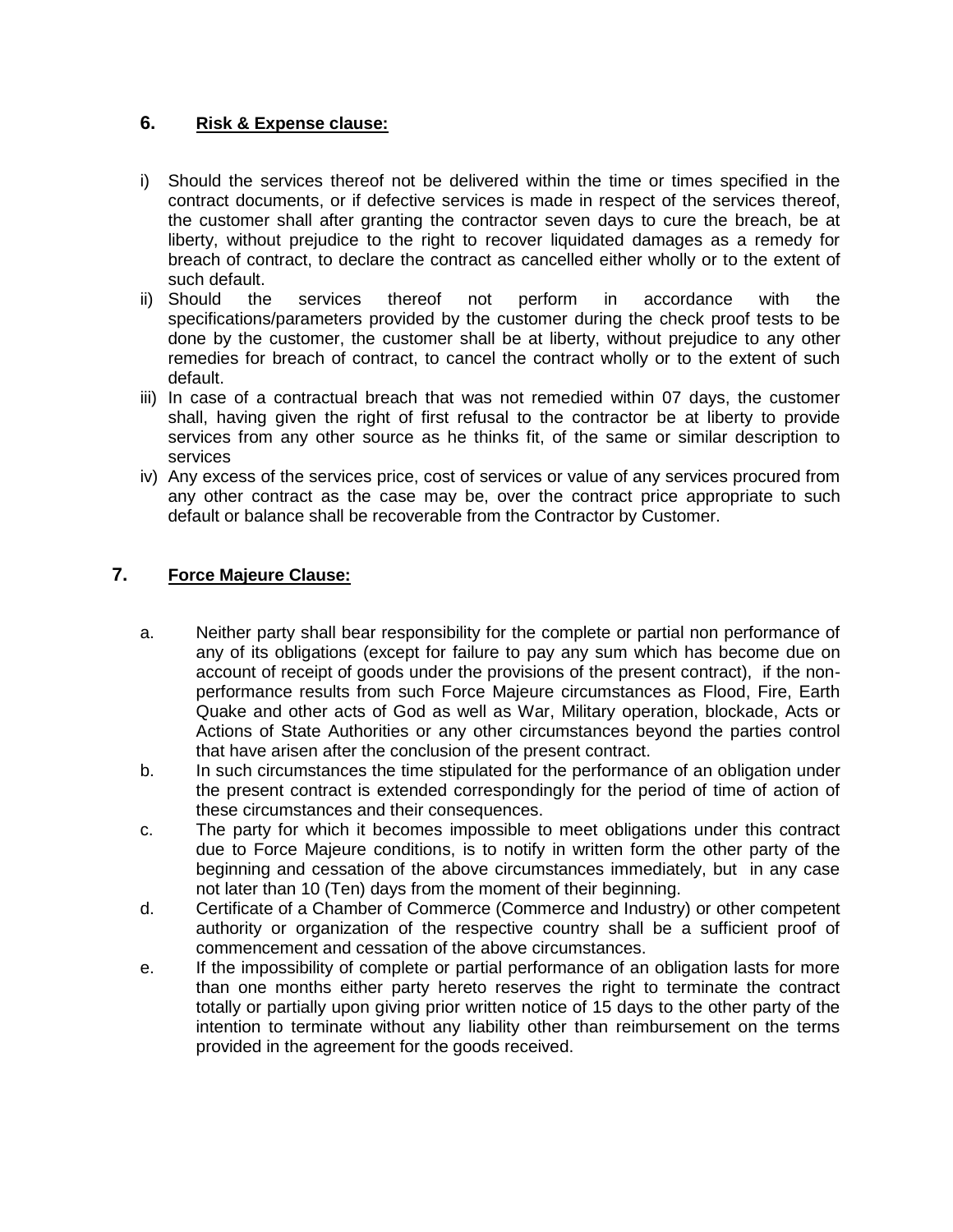## 6. **Risk & Expense clause:**

i) Should the services thereof not be delivered within the time or times specified in the contract documents, or if defective services is made in respect of the services thereof, the customer shall after granting the contractor seven days to cure the breach, be at liberty, without prejudice to the right to recover liquidated damages as a remedy for breach of contract, to declare the contract as cancelled either wholly or to the extent of such default.

ii) Should the services thereof not perform in accordance with the specifications/parameters provided by the customer during the check proof tests to be done by the customer, the customer shall be at liberty, without prejudice to any other remedies for breach of contract, to cancel the contract wholly or to the extent of such default.

iii) In case of a contractual breach that was not remedied within 07 days, the customer shall, having given the right of first refusal to the contractor be at liberty to provide services from any other source as he thinks fit, of the same or similar description to services

iv) Any excess of the services price, cost of services or value of any services procured from any other contract as the case may be, over the contract price appropriate to such default or balance shall be recoverable from the Contractor by Customer.

## 7. **Force Majeure Clause:**

a. Neither party shall bear responsibility for the complete or partial non performance of any of its obligations (except for failure to pay any sum which has become due on account of receipt of goods under the provisions of the present contract), if the non-performance results from such Force Majeure circumstances as Flood, Fire, Earth Quake and other acts of God as well as War, Military operation, blockade, Acts or Actions of State Authorities or any other circumstances beyond the parties control that have arisen after the conclusion of the present contract.

b. In such circumstances the time stipulated for the performance of an obligation under the present contract is extended correspondingly for the period of time of action of these circumstances and their consequences.

c. The party for which it becomes impossible to meet obligations under this contract due to Force Majeure conditions, is to notify in written form the other party of the beginning and cessation of the above circumstances immediately, but in any case not later than 10 (Ten) days from the moment of their beginning.

d. Certificate of a Chamber of Commerce (Commerce and Industry) or other competent authority or organization of the respective country shall be a sufficient proof of commencement and cessation of the above circumstances.

e. If the impossibility of complete or partial performance of an obligation lasts for more than one months either party hereto reserves the right to terminate the contract totally or partially upon giving prior written notice of 15 days to the other party of the intention to terminate without any liability other than reimbursement on the terms provided in the agreement for the goods received.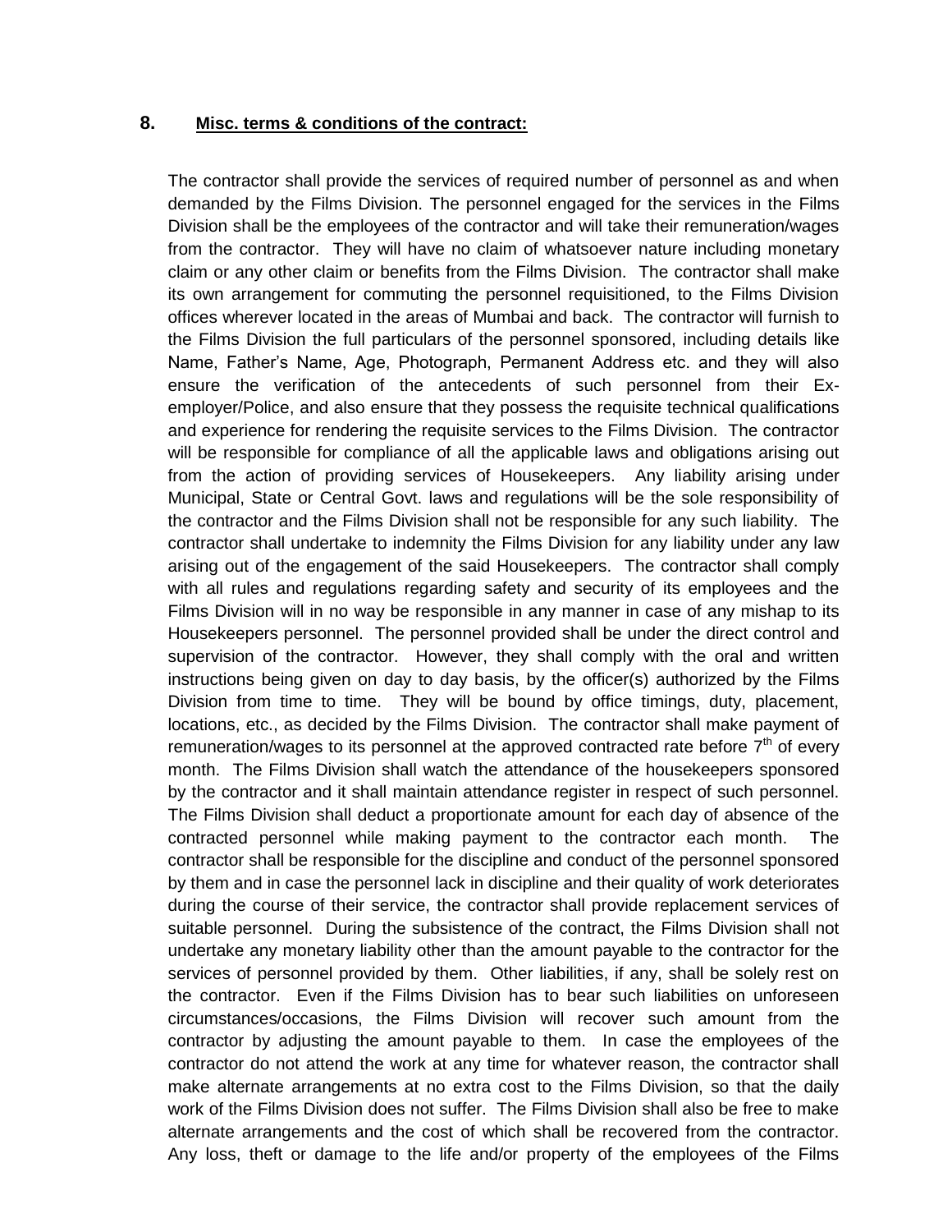## 8. Misc. terms & conditions of the contract:

The contractor shall provide the services of required number of personnel as and when demanded by the Films Division. The personnel engaged for the services in the Films Division shall be the employees of the contractor and will take their remuneration/wages from the contractor. They will have no claim of whatsoever nature including monetary claim or any other claim or benefits from the Films Division. The contractor shall make its own arrangement for commuting the personnel requisitioned, to the Films Division offices wherever located in the areas of Mumbai and back. The contractor will furnish to the Films Division the full particulars of the personnel sponsored, including details like Name, Father's Name, Age, Photograph, Permanent Address etc. and they will also ensure the verification of the antecedents of such personnel from their Ex-employer/Police, and also ensure that they possess the requisite technical qualifications and experience for rendering the requisite services to the Films Division. The contractor will be responsible for compliance of all the applicable laws and obligations arising out from the action of providing services of Housekeepers. Any liability arising under Municipal, State or Central Govt. laws and regulations will be the sole responsibility of the contractor and the Films Division shall not be responsible for any such liability. The contractor shall undertake to indemnity the Films Division for any liability under any law arising out of the engagement of the said Housekeepers. The contractor shall comply with all rules and regulations regarding safety and security of its employees and the Films Division will in no way be responsible in any manner in case of any mishap to its Housekeepers personnel. The personnel provided shall be under the direct control and supervision of the contractor. However, they shall comply with the oral and written instructions being given on day to day basis, by the officer(s) authorized by the Films Division from time to time. They will be bound by office timings, duty, placement, locations, etc., as decided by the Films Division. The contractor shall make payment of remuneration/wages to its personnel at the approved contracted rate before 7th of every month. The Films Division shall watch the attendance of the housekeepers sponsored by the contractor and it shall maintain attendance register in respect of such personnel. The Films Division shall deduct a proportionate amount for each day of absence of the contracted personnel while making payment to the contractor each month. The contractor shall be responsible for the discipline and conduct of the personnel sponsored by them and in case the personnel lack in discipline and their quality of work deteriorates during the course of their service, the contractor shall provide replacement services of suitable personnel. During the subsistence of the contract, the Films Division shall not undertake any monetary liability other than the amount payable to the contractor for the services of personnel provided by them. Other liabilities, if any, shall be solely rest on the contractor. Even if the Films Division has to bear such liabilities on unforeseen circumstances/occasions, the Films Division will recover such amount from the contractor by adjusting the amount payable to them. In case the employees of the contractor do not attend the work at any time for whatever reason, the contractor shall make alternate arrangements at no extra cost to the Films Division, so that the daily work of the Films Division does not suffer. The Films Division shall also be free to make alternate arrangements and the cost of which shall be recovered from the contractor. Any loss, theft or damage to the life and/or property of the employees of the Films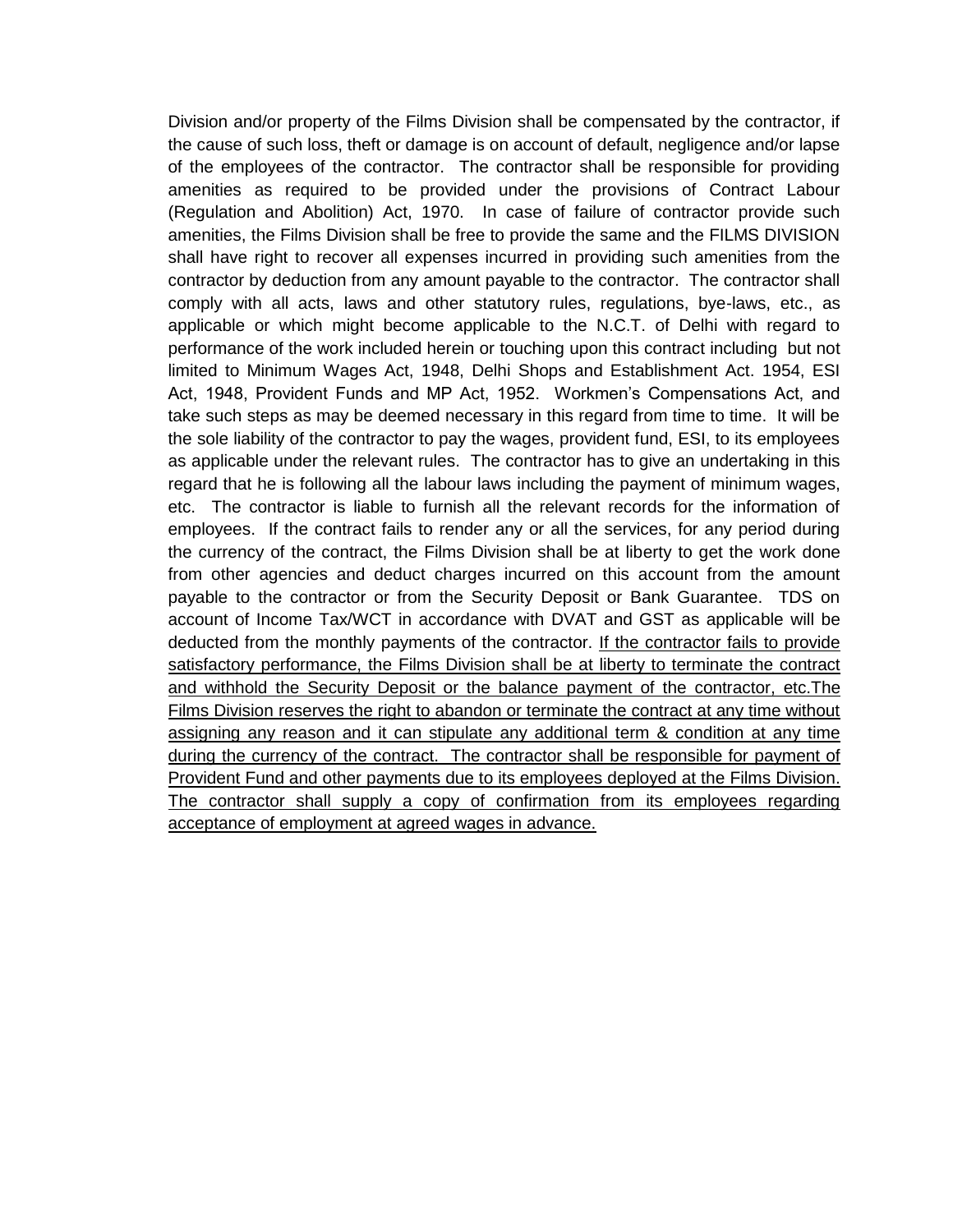Division and/or property of the Films Division shall be compensated by the contractor, if the cause of such loss, theft or damage is on account of default, negligence and/or lapse of the employees of the contractor. The contractor shall be responsible for providing amenities as required to be provided under the provisions of Contract Labour (Regulation and Abolition) Act, 1970. In case of failure of contractor provide such amenities, the Films Division shall be free to provide the same and the FILMS DIVISION shall have right to recover all expenses incurred in providing such amenities from the contractor by deduction from any amount payable to the contractor. The contractor shall comply with all acts, laws and other statutory rules, regulations, bye-laws, etc., as applicable or which might become applicable to the N.C.T. of Delhi with regard to performance of the work included herein or touching upon this contract including but not limited to Minimum Wages Act, 1948, Delhi Shops and Establishment Act. 1954, ESI Act, 1948, Provident Funds and MP Act, 1952. Workmen's Compensations Act, and take such steps as may be deemed necessary in this regard from time to time. It will be the sole liability of the contractor to pay the wages, provident fund, ESI, to its employees as applicable under the relevant rules. The contractor has to give an undertaking in this regard that he is following all the labour laws including the payment of minimum wages, etc. The contractor is liable to furnish all the relevant records for the information of employees. If the contract fails to render any or all the services, for any period during the currency of the contract, the Films Division shall be at liberty to get the work done from other agencies and deduct charges incurred on this account from the amount payable to the contractor or from the Security Deposit or Bank Guarantee. TDS on account of Income Tax/WCT in accordance with DVAT and GST as applicable will be deducted from the monthly payments of the contractor. <u>If the contractor fails to provide satisfactory performance, the Films Division shall be at liberty to terminate the contract and withhold the Security Deposit or the balance payment of the contractor, etc.The Films Division reserves the right to abandon or terminate the contract at any time without assigning any reason and it can stipulate any additional term & condition at any time during the currency of the contract. The contractor shall be responsible for payment of Provident Fund and other payments due to its employees deployed at the Films Division. The contractor shall supply a copy of confirmation from its employees regarding acceptance of employment at agreed wages in advance.</u>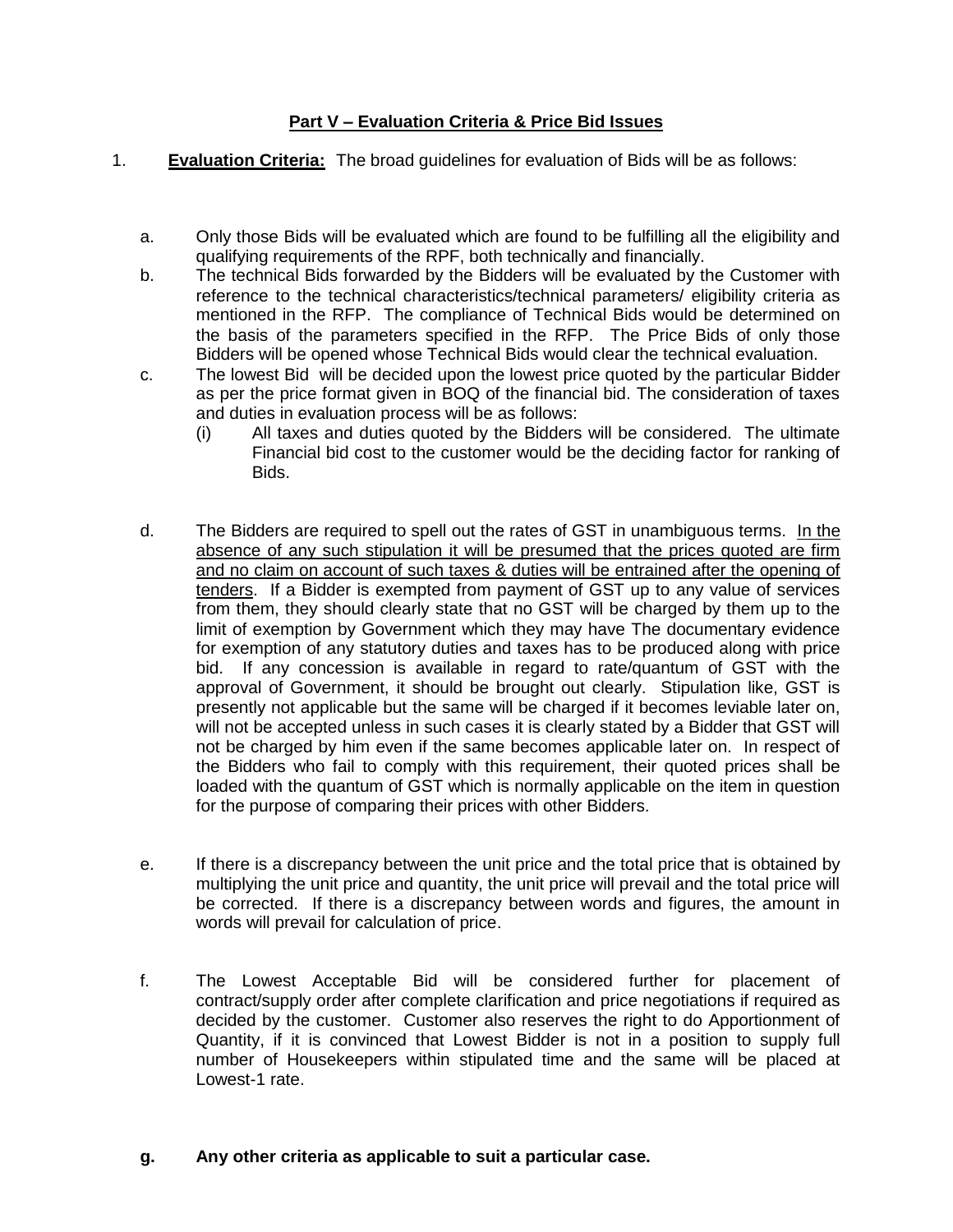## **Part V – Evaluation Criteria & Price Bid Issues**

1. **Evaluation Criteria:** The broad guidelines for evaluation of Bids will be as follows:

   a. Only those Bids will be evaluated which are found to be fulfilling all the eligibility and qualifying requirements of the RPF, both technically and financially.

   b. The technical Bids forwarded by the Bidders will be evaluated by the Customer with reference to the technical characteristics/technical parameters/ eligibility criteria as mentioned in the RFP. The compliance of Technical Bids would be determined on the basis of the parameters specified in the RFP. The Price Bids of only those Bidders will be opened whose Technical Bids would clear the technical evaluation.

   c. The lowest Bid will be decided upon the lowest price quoted by the particular Bidder as per the price format given in BOQ of the financial bid. The consideration of taxes and duties in evaluation process will be as follows:

      (i) All taxes and duties quoted by the Bidders will be considered. The ultimate Financial bid cost to the customer would be the deciding factor for ranking of Bids.

   d. The Bidders are required to spell out the rates of GST in unambiguous terms. <u>In the absence of any such stipulation it will be presumed that the prices quoted are firm and no claim on account of such taxes & duties will be entrained after the opening of tenders</u>. If a Bidder is exempted from payment of GST up to any value of services from them, they should clearly state that no GST will be charged by them up to the limit of exemption by Government which they may have The documentary evidence for exemption of any statutory duties and taxes has to be produced along with price bid. If any concession is available in regard to rate/quantum of GST with the approval of Government, it should be brought out clearly. Stipulation like, GST is presently not applicable but the same will be charged if it becomes leviable later on, will not be accepted unless in such cases it is clearly stated by a Bidder that GST will not be charged by him even if the same becomes applicable later on. In respect of the Bidders who fail to comply with this requirement, their quoted prices shall be loaded with the quantum of GST which is normally applicable on the item in question for the purpose of comparing their prices with other Bidders.

   e. If there is a discrepancy between the unit price and the total price that is obtained by multiplying the unit price and quantity, the unit price will prevail and the total price will be corrected. If there is a discrepancy between words and figures, the amount in words will prevail for calculation of price.

   f. The Lowest Acceptable Bid will be considered further for placement of contract/supply order after complete clarification and price negotiations if required as decided by the customer. Customer also reserves the right to do Apportionment of Quantity, if it is convinced that Lowest Bidder is not in a position to supply full number of Housekeepers within stipulated time and the same will be placed at Lowest-1 rate.

   **g. Any other criteria as applicable to suit a particular case.**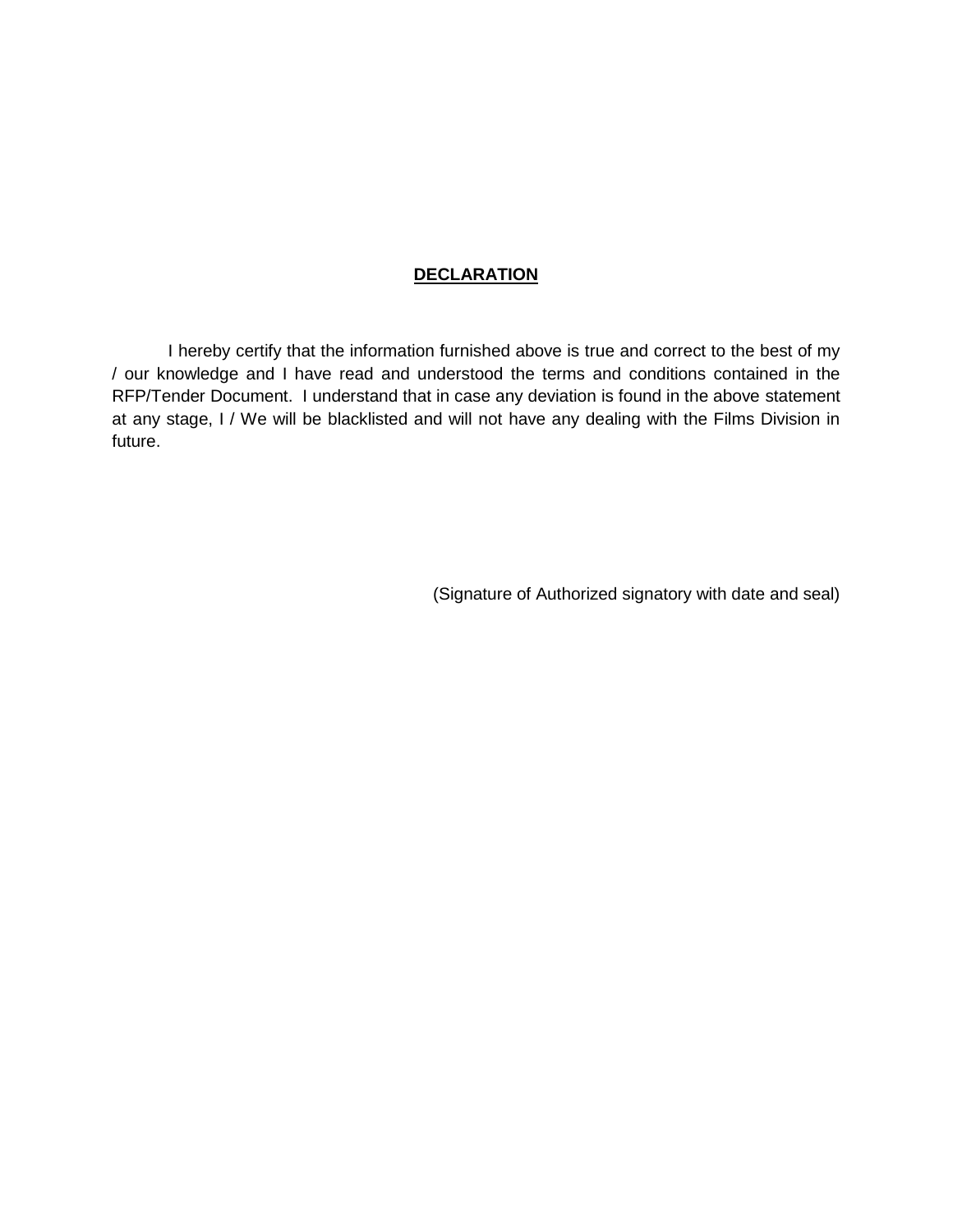## **DECLARATION**

I hereby certify that the information furnished above is true and correct to the best of my / our knowledge and I have read and understood the terms and conditions contained in the RFP/Tender Document. I understand that in case any deviation is found in the above statement at any stage, I / We will be blacklisted and will not have any dealing with the Films Division in future.

(Signature of Authorized signatory with date and seal)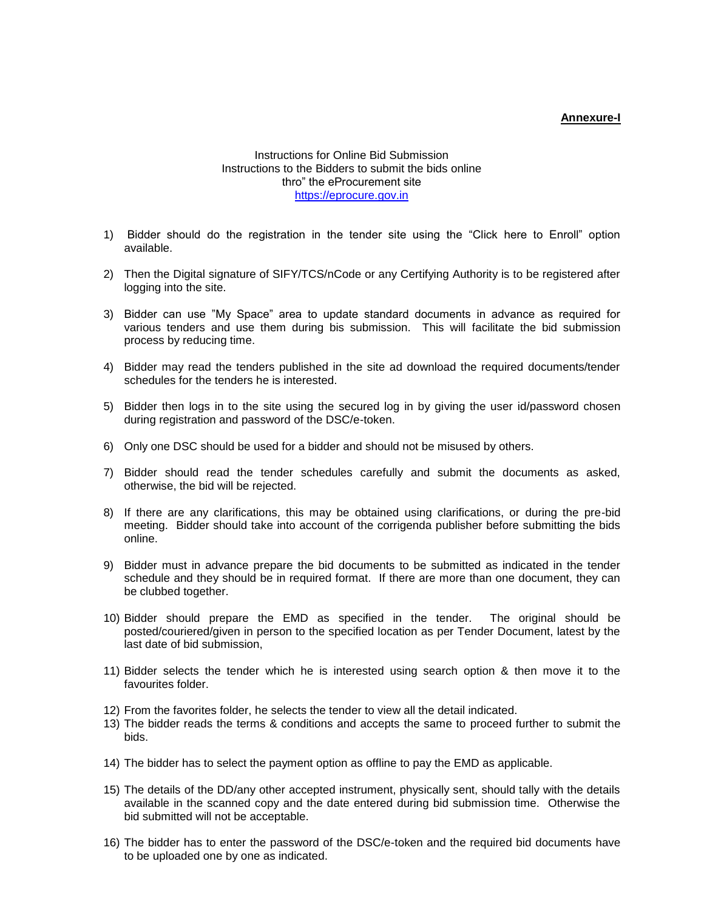**Annexure-I**

Instructions for Online Bid Submission
Instructions to the Bidders to submit the bids online
thro" the eProcurement site
https://eprocure.gov.in

1) Bidder should do the registration in the tender site using the "Click here to Enroll" option available.

2) Then the Digital signature of SIFY/TCS/nCode or any Certifying Authority is to be registered after logging into the site.

3) Bidder can use "My Space" area to update standard documents in advance as required for various tenders and use them during bis submission. This will facilitate the bid submission process by reducing time.

4) Bidder may read the tenders published in the site ad download the required documents/tender schedules for the tenders he is interested.

5) Bidder then logs in to the site using the secured log in by giving the user id/password chosen during registration and password of the DSC/e-token.

6) Only one DSC should be used for a bidder and should not be misused by others.

7) Bidder should read the tender schedules carefully and submit the documents as asked, otherwise, the bid will be rejected.

8) If there are any clarifications, this may be obtained using clarifications, or during the pre-bid meeting. Bidder should take into account of the corrigenda publisher before submitting the bids online.

9) Bidder must in advance prepare the bid documents to be submitted as indicated in the tender schedule and they should be in required format. If there are more than one document, they can be clubbed together.

10) Bidder should prepare the EMD as specified in the tender. The original should be posted/couriered/given in person to the specified location as per Tender Document, latest by the last date of bid submission,

11) Bidder selects the tender which he is interested using search option & then move it to the favourites folder.

12) From the favorites folder, he selects the tender to view all the detail indicated.

13) The bidder reads the terms & conditions and accepts the same to proceed further to submit the bids.

14) The bidder has to select the payment option as offline to pay the EMD as applicable.

15) The details of the DD/any other accepted instrument, physically sent, should tally with the details available in the scanned copy and the date entered during bid submission time. Otherwise the bid submitted will not be acceptable.

16) The bidder has to enter the password of the DSC/e-token and the required bid documents have to be uploaded one by one as indicated.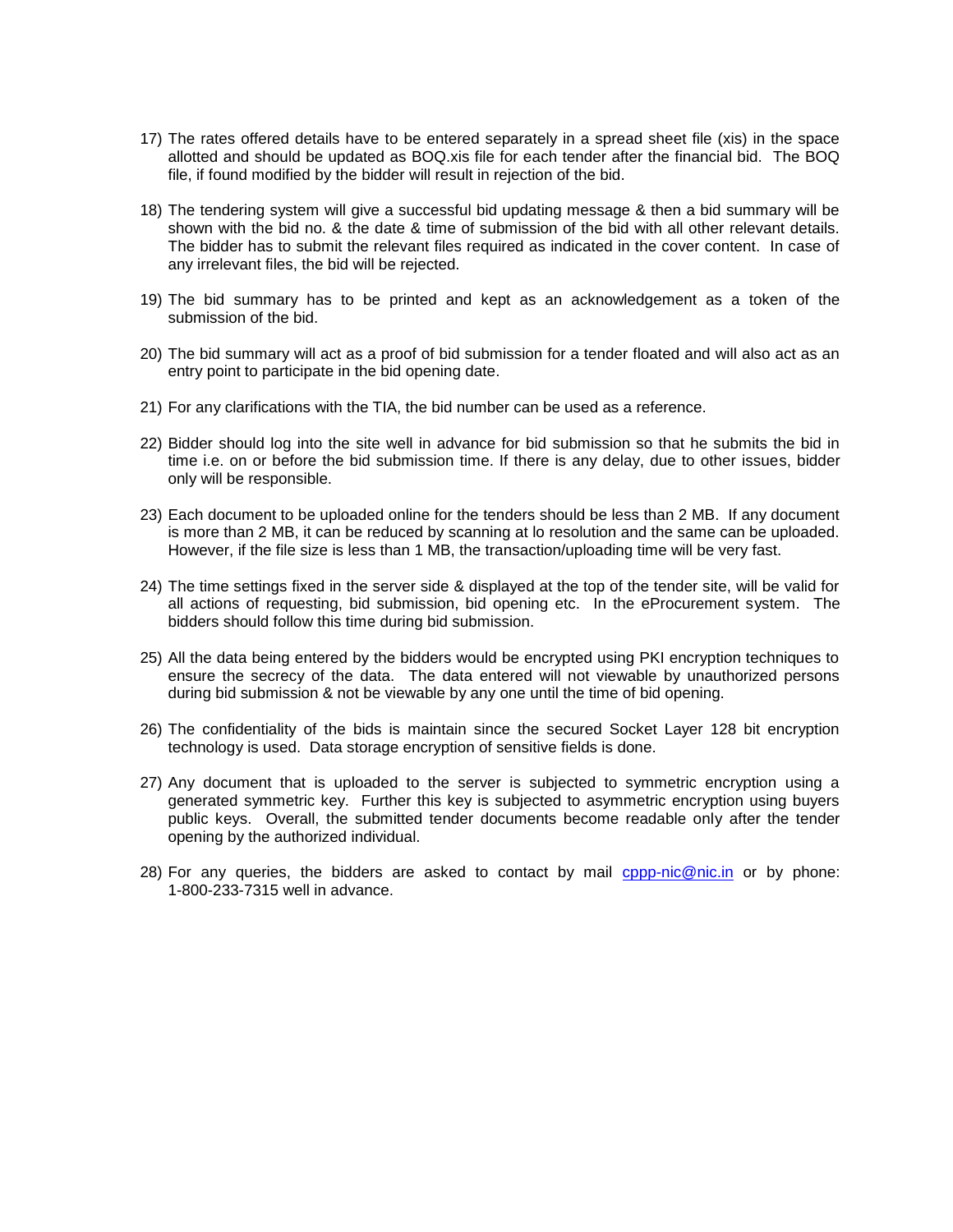17) The rates offered details have to be entered separately in a spread sheet file (xis) in the space allotted and should be updated as BOQ.xis file for each tender after the financial bid. The BOQ file, if found modified by the bidder will result in rejection of the bid.

18) The tendering system will give a successful bid updating message & then a bid summary will be shown with the bid no. & the date & time of submission of the bid with all other relevant details. The bidder has to submit the relevant files required as indicated in the cover content. In case of any irrelevant files, the bid will be rejected.

19) The bid summary has to be printed and kept as an acknowledgement as a token of the submission of the bid.

20) The bid summary will act as a proof of bid submission for a tender floated and will also act as an entry point to participate in the bid opening date.

21) For any clarifications with the TIA, the bid number can be used as a reference.

22) Bidder should log into the site well in advance for bid submission so that he submits the bid in time i.e. on or before the bid submission time. If there is any delay, due to other issues, bidder only will be responsible.

23) Each document to be uploaded online for the tenders should be less than 2 MB. If any document is more than 2 MB, it can be reduced by scanning at lo resolution and the same can be uploaded. However, if the file size is less than 1 MB, the transaction/uploading time will be very fast.

24) The time settings fixed in the server side & displayed at the top of the tender site, will be valid for all actions of requesting, bid submission, bid opening etc. In the eProcurement system. The bidders should follow this time during bid submission.

25) All the data being entered by the bidders would be encrypted using PKI encryption techniques to ensure the secrecy of the data. The data entered will not viewable by unauthorized persons during bid submission & not be viewable by any one until the time of bid opening.

26) The confidentiality of the bids is maintain since the secured Socket Layer 128 bit encryption technology is used. Data storage encryption of sensitive fields is done.

27) Any document that is uploaded to the server is subjected to symmetric encryption using a generated symmetric key. Further this key is subjected to asymmetric encryption using buyers public keys. Overall, the submitted tender documents become readable only after the tender opening by the authorized individual.

28) For any queries, the bidders are asked to contact by mail cppp-nic@nic.in or by phone: 1-800-233-7315 well in advance.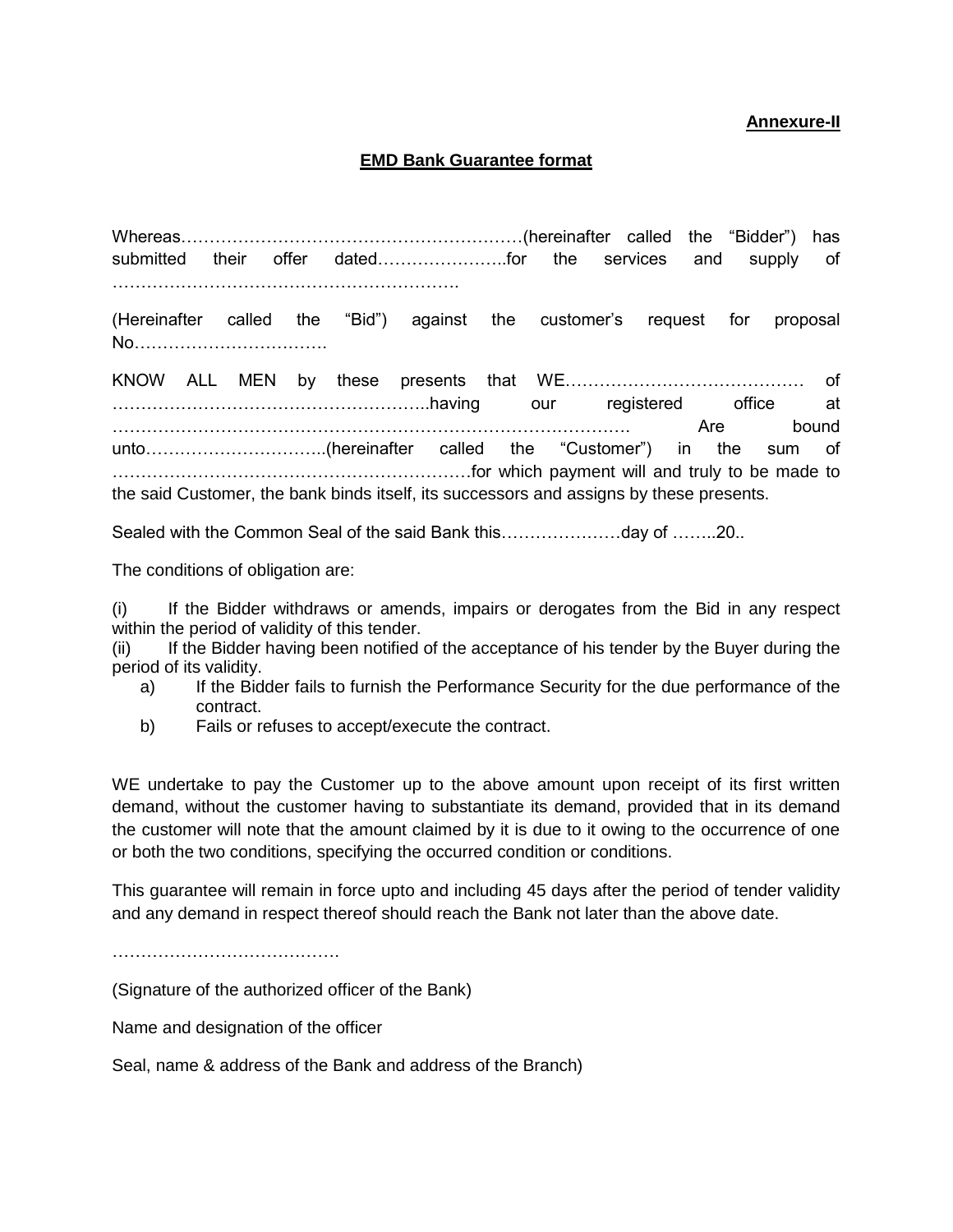**Annexure-II**

## EMD Bank Guarantee format

Whereas……………………………………………………(hereinafter called the “Bidder”) has submitted their offer dated…………………..for the services and supply of ……………………………………………………

(Hereinafter called the “Bid”) against the customer’s request for proposal No…………………………….

KNOW ALL MEN by these presents that WE…………………………………… of ……………………………………………..having our registered office at ……………………………………………………………………………. Are bound unto…………………………..(hereinafter called the “Customer”) in the sum of ………………………………………………………for which payment will and truly to be made to the said Customer, the bank binds itself, its successors and assigns by these presents.

Sealed with the Common Seal of the said Bank this…………………day of ……..20..

The conditions of obligation are:

(i) If the Bidder withdraws or amends, impairs or derogates from the Bid in any respect within the period of validity of this tender.

(ii) If the Bidder having been notified of the acceptance of his tender by the Buyer during the period of its validity.

- a) If the Bidder fails to furnish the Performance Security for the due performance of the contract.
- b) Fails or refuses to accept/execute the contract.

WE undertake to pay the Customer up to the above amount upon receipt of its first written demand, without the customer having to substantiate its demand, provided that in its demand the customer will note that the amount claimed by it is due to it owing to the occurrence of one or both the two conditions, specifying the occurred condition or conditions.

This guarantee will remain in force upto and including 45 days after the period of tender validity and any demand in respect thereof should reach the Bank not later than the above date.

…………………………………

(Signature of the authorized officer of the Bank)

Name and designation of the officer

Seal, name & address of the Bank and address of the Branch)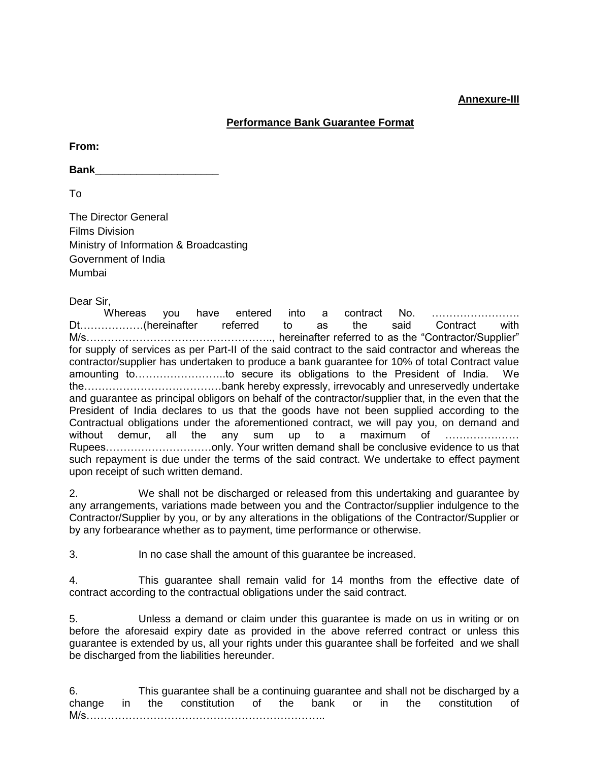**Annexure-III**

**Performance Bank Guarantee Format**

**From:**

**Bank____________________**

To

The Director General
Films Division
Ministry of Information & Broadcasting
Government of India
Mumbai

Dear Sir,

Whereas you have entered into a contract No. ……………………. Dt………………(hereinafter referred to as the said Contract with M/s…………………………………………….., hereinafter referred to as the "Contractor/Supplier" for supply of services as per Part-II of the said contract to the said contractor and whereas the contractor/supplier has undertaken to produce a bank guarantee for 10% of total Contract value amounting to……………………..to secure its obligations to the President of India. We the…………………………………bank hereby expressly, irrevocably and unreservedly undertake and guarantee as principal obligors on behalf of the contractor/supplier that, in the even that the President of India declares to us that the goods have not been supplied according to the Contractual obligations under the aforementioned contract, we will pay you, on demand and without demur, all the any sum up to a maximum of ………………… Rupees…………………………only. Your written demand shall be conclusive evidence to us that such repayment is due under the terms of the said contract. We undertake to effect payment upon receipt of such written demand.

2. We shall not be discharged or released from this undertaking and guarantee by any arrangements, variations made between you and the Contractor/supplier indulgence to the Contractor/Supplier by you, or by any alterations in the obligations of the Contractor/Supplier or by any forbearance whether as to payment, time performance or otherwise.

3. In no case shall the amount of this guarantee be increased.

4. This guarantee shall remain valid for 14 months from the effective date of contract according to the contractual obligations under the said contract.

5. Unless a demand or claim under this guarantee is made on us in writing or on before the aforesaid expiry date as provided in the above referred contract or unless this guarantee is extended by us, all your rights under this guarantee shall be forfeited and we shall be discharged from the liabilities hereunder.

6. This guarantee shall be a continuing guarantee and shall not be discharged by a change in the constitution of the bank or in the constitution of M/s…………………………………………………………..